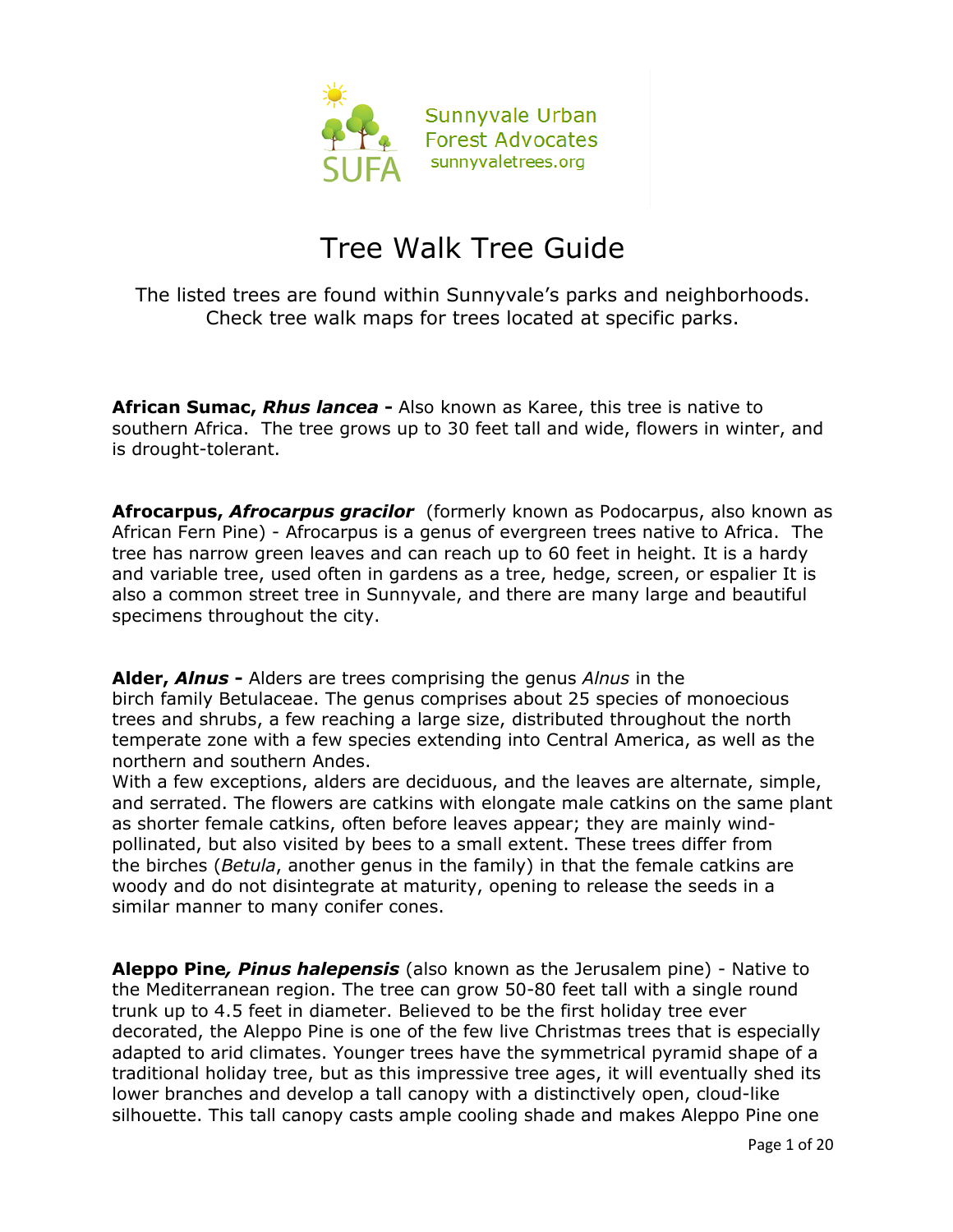Sunnyvale Urban Forest Advocates
sunnyvaletrees.org

# Tree Walk Tree Guide

The listed trees are found within Sunnyvale's parks and neighborhoods. Check tree walk maps for trees located at specific parks.

**African Sumac, *Rhus lancea* -** Also known as Karee, this tree is native to southern Africa. The tree grows up to 30 feet tall and wide, flowers in winter, and is drought-tolerant.

**Afrocarpus, *Afrocarpus gracilor*** (formerly known as Podocarpus, also known as African Fern Pine) - Afrocarpus is a genus of evergreen trees native to Africa. The tree has narrow green leaves and can reach up to 60 feet in height. It is a hardy and variable tree, used often in gardens as a tree, hedge, screen, or espalier It is also a common street tree in Sunnyvale, and there are many large and beautiful specimens throughout the city.

**Alder, *Alnus* -** Alders are trees comprising the genus *Alnus* in the birch family Betulaceae. The genus comprises about 25 species of monoecious trees and shrubs, a few reaching a large size, distributed throughout the north temperate zone with a few species extending into Central America, as well as the northern and southern Andes.

With a few exceptions, alders are deciduous, and the leaves are alternate, simple, and serrated. The flowers are catkins with elongate male catkins on the same plant as shorter female catkins, often before leaves appear; they are mainly wind-pollinated, but also visited by bees to a small extent. These trees differ from the birches (*Betula*, another genus in the family) in that the female catkins are woody and do not disintegrate at maturity, opening to release the seeds in a similar manner to many conifer cones.

**Aleppo Pine, *Pinus halepensis*** (also known as the Jerusalem pine) - Native to the Mediterranean region. The tree can grow 50-80 feet tall with a single round trunk up to 4.5 feet in diameter. Believed to be the first holiday tree ever decorated, the Aleppo Pine is one of the few live Christmas trees that is especially adapted to arid climates. Younger trees have the symmetrical pyramid shape of a traditional holiday tree, but as this impressive tree ages, it will eventually shed its lower branches and develop a tall canopy with a distinctively open, cloud-like silhouette. This tall canopy casts ample cooling shade and makes Aleppo Pine one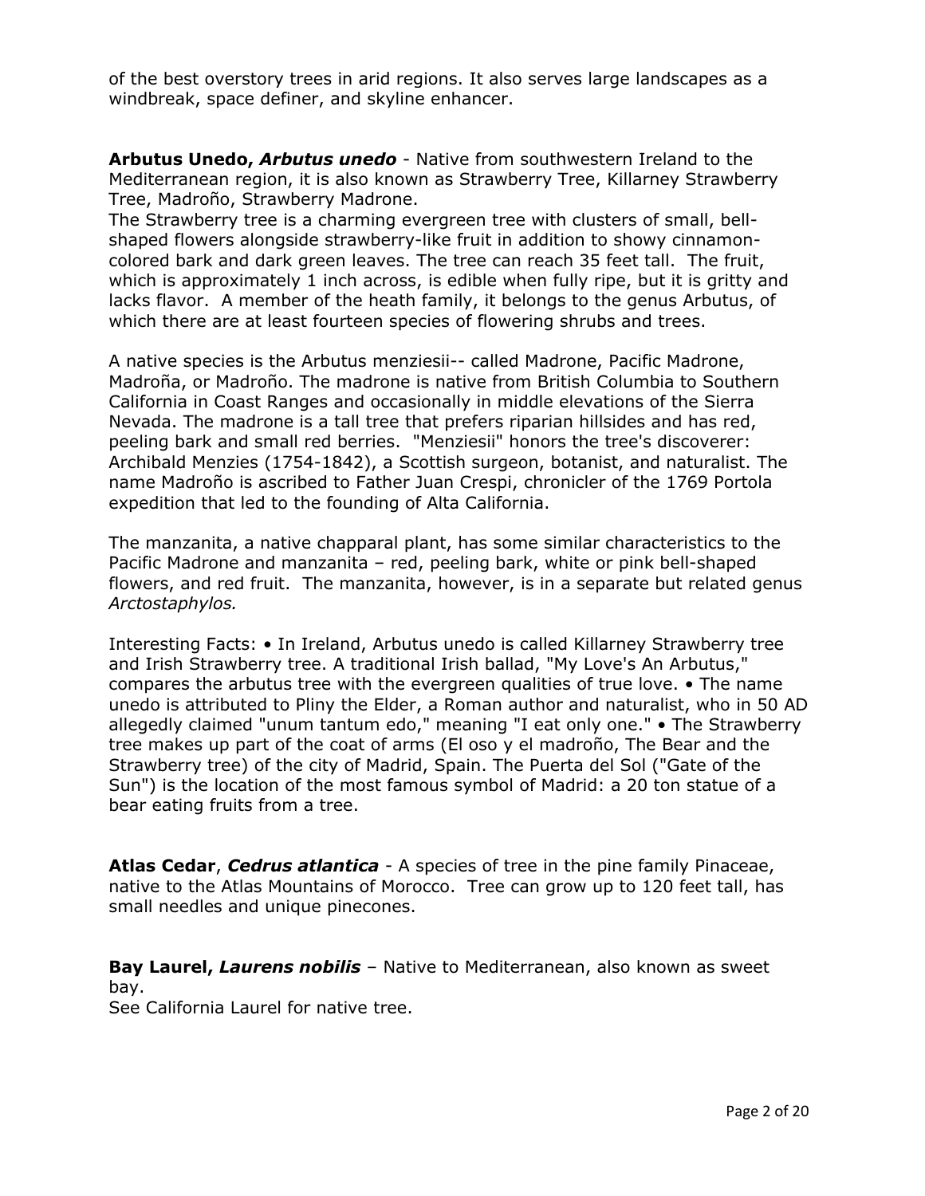of the best overstory trees in arid regions. It also serves large landscapes as a windbreak, space definer, and skyline enhancer.

**Arbutus Unedo, *Arbutus unedo*** - Native from southwestern Ireland to the Mediterranean region, it is also known as Strawberry Tree, Killarney Strawberry Tree, Madroño, Strawberry Madrone.
The Strawberry tree is a charming evergreen tree with clusters of small, bell-shaped flowers alongside strawberry-like fruit in addition to showy cinnamon-colored bark and dark green leaves. The tree can reach 35 feet tall. The fruit, which is approximately 1 inch across, is edible when fully ripe, but it is gritty and lacks flavor. A member of the heath family, it belongs to the genus Arbutus, of which there are at least fourteen species of flowering shrubs and trees.

A native species is the Arbutus menziesii-- called Madrone, Pacific Madrone, Madroña, or Madroño. The madrone is native from British Columbia to Southern California in Coast Ranges and occasionally in middle elevations of the Sierra Nevada. The madrone is a tall tree that prefers riparian hillsides and has red, peeling bark and small red berries. "Menziesii" honors the tree's discoverer: Archibald Menzies (1754-1842), a Scottish surgeon, botanist, and naturalist. The name Madroño is ascribed to Father Juan Crespi, chronicler of the 1769 Portola expedition that led to the founding of Alta California.

The manzanita, a native chapparal plant, has some similar characteristics to the Pacific Madrone and manzanita – red, peeling bark, white or pink bell-shaped flowers, and red fruit. The manzanita, however, is in a separate but related genus *Arctostaphylos.*

Interesting Facts: • In Ireland, Arbutus unedo is called Killarney Strawberry tree and Irish Strawberry tree. A traditional Irish ballad, "My Love's An Arbutus," compares the arbutus tree with the evergreen qualities of true love. • The name unedo is attributed to Pliny the Elder, a Roman author and naturalist, who in 50 AD allegedly claimed "unum tantum edo," meaning "I eat only one." • The Strawberry tree makes up part of the coat of arms (El oso y el madroño, The Bear and the Strawberry tree) of the city of Madrid, Spain. The Puerta del Sol ("Gate of the Sun") is the location of the most famous symbol of Madrid: a 20 ton statue of a bear eating fruits from a tree.

**Atlas Cedar**, ***Cedrus atlantica*** - A species of tree in the pine family Pinaceae, native to the Atlas Mountains of Morocco. Tree can grow up to 120 feet tall, has small needles and unique pinecones.

**Bay Laurel, *Laurens nobilis*** – Native to Mediterranean, also known as sweet bay.
See California Laurel for native tree.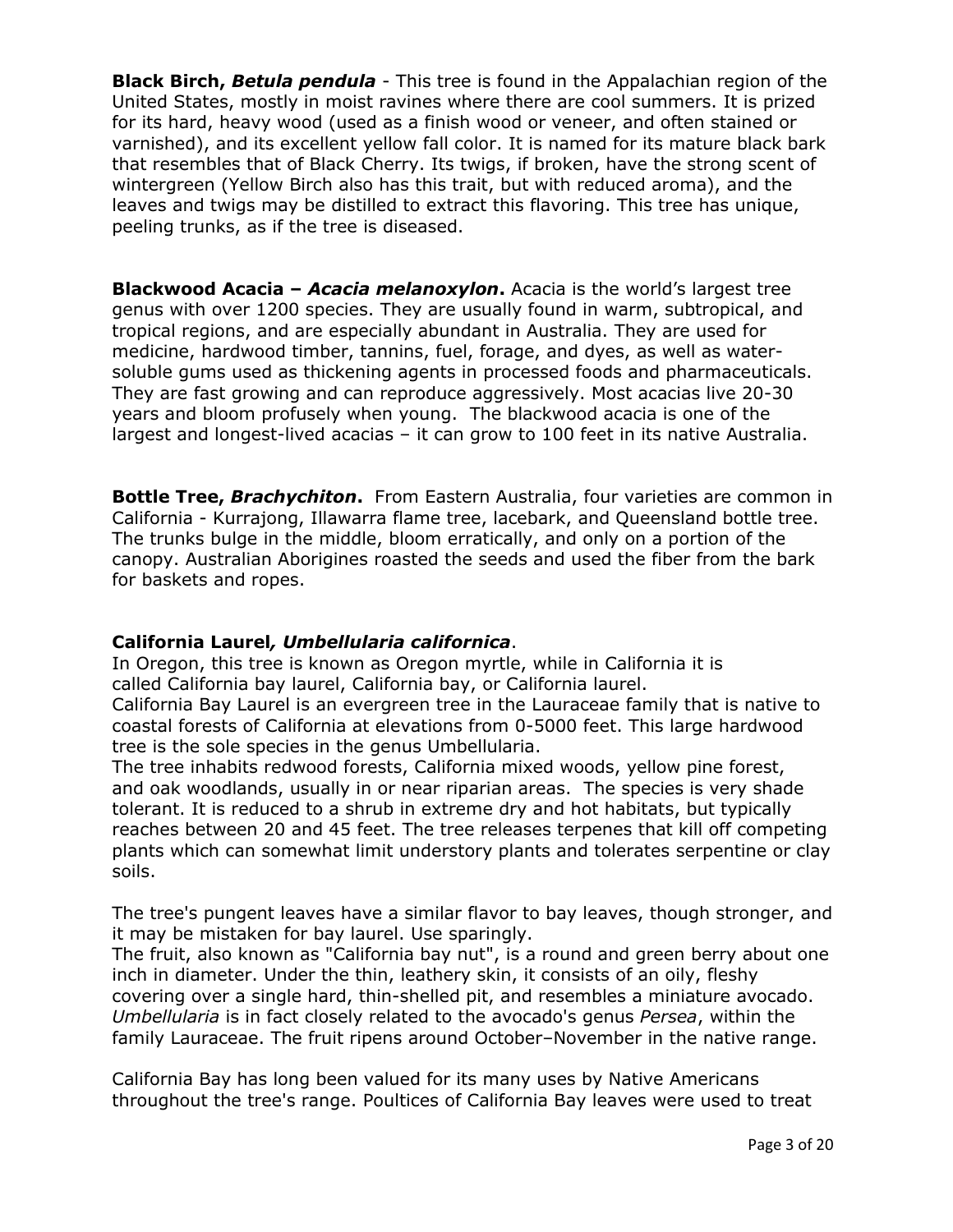**Black Birch, *Betula pendula*** - This tree is found in the Appalachian region of the United States, mostly in moist ravines where there are cool summers. It is prized for its hard, heavy wood (used as a finish wood or veneer, and often stained or varnished), and its excellent yellow fall color. It is named for its mature black bark that resembles that of Black Cherry. Its twigs, if broken, have the strong scent of wintergreen (Yellow Birch also has this trait, but with reduced aroma), and the leaves and twigs may be distilled to extract this flavoring. This tree has unique, peeling trunks, as if the tree is diseased.

**Blackwood Acacia – *Acacia melanoxylon*.** Acacia is the world's largest tree genus with over 1200 species. They are usually found in warm, subtropical, and tropical regions, and are especially abundant in Australia. They are used for medicine, hardwood timber, tannins, fuel, forage, and dyes, as well as water-soluble gums used as thickening agents in processed foods and pharmaceuticals. They are fast growing and can reproduce aggressively. Most acacias live 20-30 years and bloom profusely when young. The blackwood acacia is one of the largest and longest-lived acacias – it can grow to 100 feet in its native Australia.

**Bottle Tree, *Brachychiton*.** From Eastern Australia, four varieties are common in California - Kurrajong, Illawarra flame tree, lacebark, and Queensland bottle tree. The trunks bulge in the middle, bloom erratically, and only on a portion of the canopy. Australian Aborigines roasted the seeds and used the fiber from the bark for baskets and ropes.

**California Laurel*, Umbellularia californica***.
In Oregon, this tree is known as Oregon myrtle, while in California it is called California bay laurel, California bay, or California laurel.
California Bay Laurel is an evergreen tree in the Lauraceae family that is native to coastal forests of California at elevations from 0-5000 feet. This large hardwood tree is the sole species in the genus Umbellularia.
The tree inhabits redwood forests, California mixed woods, yellow pine forest, and oak woodlands, usually in or near riparian areas. The species is very shade tolerant. It is reduced to a shrub in extreme dry and hot habitats, but typically reaches between 20 and 45 feet. The tree releases terpenes that kill off competing plants which can somewhat limit understory plants and tolerates serpentine or clay soils.

The tree's pungent leaves have a similar flavor to bay leaves, though stronger, and it may be mistaken for bay laurel. Use sparingly.
The fruit, also known as "California bay nut", is a round and green berry about one inch in diameter. Under the thin, leathery skin, it consists of an oily, fleshy covering over a single hard, thin-shelled pit, and resembles a miniature avocado. *Umbellularia* is in fact closely related to the avocado's genus *Persea*, within the family Lauraceae. The fruit ripens around October–November in the native range.

California Bay has long been valued for its many uses by Native Americans throughout the tree's range. Poultices of California Bay leaves were used to treat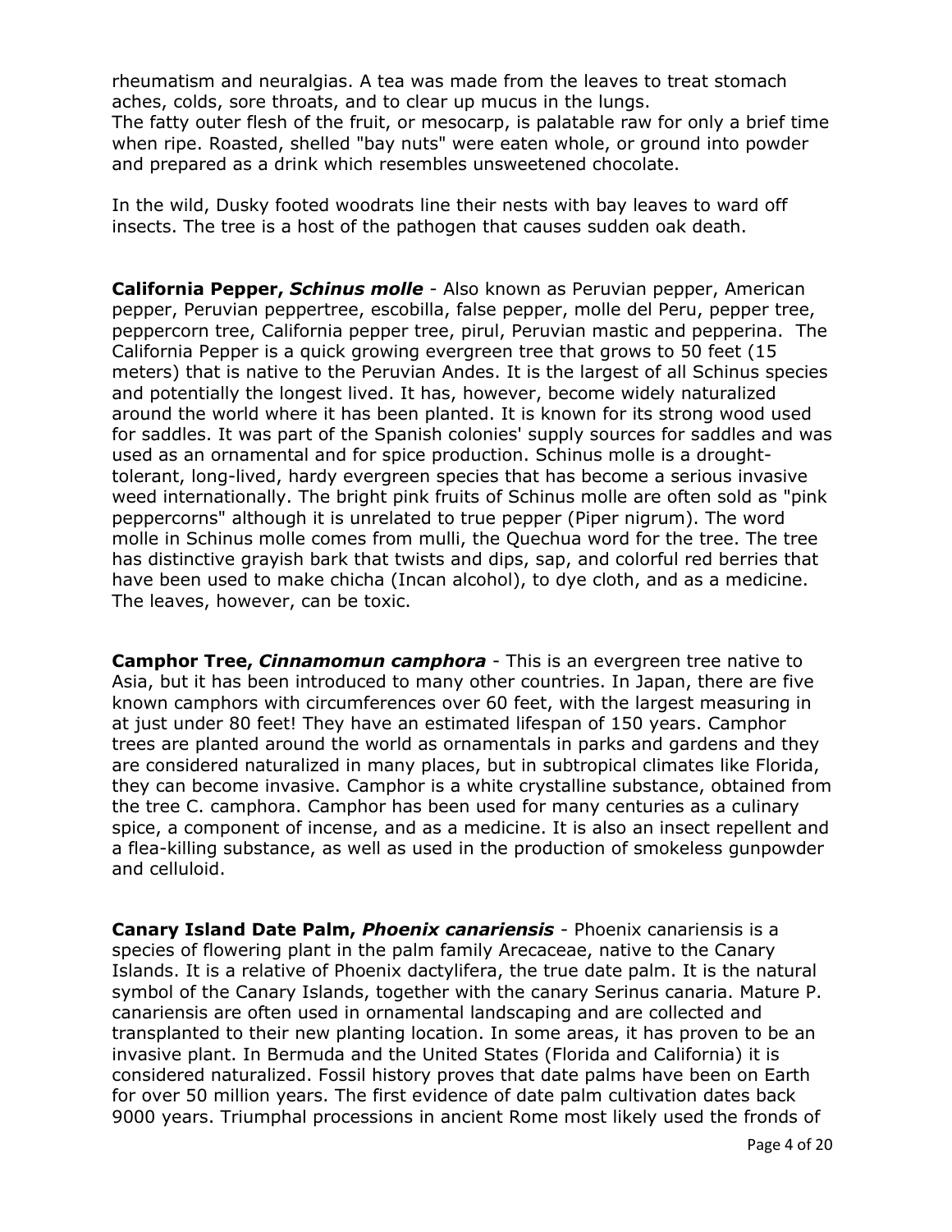rheumatism and neuralgias. A tea was made from the leaves to treat stomach aches, colds, sore throats, and to clear up mucus in the lungs.
The fatty outer flesh of the fruit, or mesocarp, is palatable raw for only a brief time when ripe. Roasted, shelled "bay nuts" were eaten whole, or ground into powder and prepared as a drink which resembles unsweetened chocolate.

In the wild, Dusky footed woodrats line their nests with bay leaves to ward off insects. The tree is a host of the pathogen that causes sudden oak death.

**California Pepper, *Schinus molle*** - Also known as Peruvian pepper, American pepper, Peruvian peppertree, escobilla, false pepper, molle del Peru, pepper tree, peppercorn tree, California pepper tree, pirul, Peruvian mastic and pepperina. The California Pepper is a quick growing evergreen tree that grows to 50 feet (15 meters) that is native to the Peruvian Andes. It is the largest of all Schinus species and potentially the longest lived. It has, however, become widely naturalized around the world where it has been planted. It is known for its strong wood used for saddles. It was part of the Spanish colonies' supply sources for saddles and was used as an ornamental and for spice production. Schinus molle is a drought-tolerant, long-lived, hardy evergreen species that has become a serious invasive weed internationally. The bright pink fruits of Schinus molle are often sold as "pink peppercorns" although it is unrelated to true pepper (Piper nigrum). The word molle in Schinus molle comes from mulli, the Quechua word for the tree. The tree has distinctive grayish bark that twists and dips, sap, and colorful red berries that have been used to make chicha (Incan alcohol), to dye cloth, and as a medicine. The leaves, however, can be toxic.

**Camphor Tree, *Cinnamomun camphora*** - This is an evergreen tree native to Asia, but it has been introduced to many other countries. In Japan, there are five known camphors with circumferences over 60 feet, with the largest measuring in at just under 80 feet! They have an estimated lifespan of 150 years. Camphor trees are planted around the world as ornamentals in parks and gardens and they are considered naturalized in many places, but in subtropical climates like Florida, they can become invasive. Camphor is a white crystalline substance, obtained from the tree C. camphora. Camphor has been used for many centuries as a culinary spice, a component of incense, and as a medicine. It is also an insect repellent and a flea-killing substance, as well as used in the production of smokeless gunpowder and celluloid.

**Canary Island Date Palm, *Phoenix canariensis*** - Phoenix canariensis is a species of flowering plant in the palm family Arecaceae, native to the Canary Islands. It is a relative of Phoenix dactylifera, the true date palm. It is the natural symbol of the Canary Islands, together with the canary Serinus canaria. Mature P. canariensis are often used in ornamental landscaping and are collected and transplanted to their new planting location. In some areas, it has proven to be an invasive plant. In Bermuda and the United States (Florida and California) it is considered naturalized. Fossil history proves that date palms have been on Earth for over 50 million years. The first evidence of date palm cultivation dates back 9000 years. Triumphal processions in ancient Rome most likely used the fronds of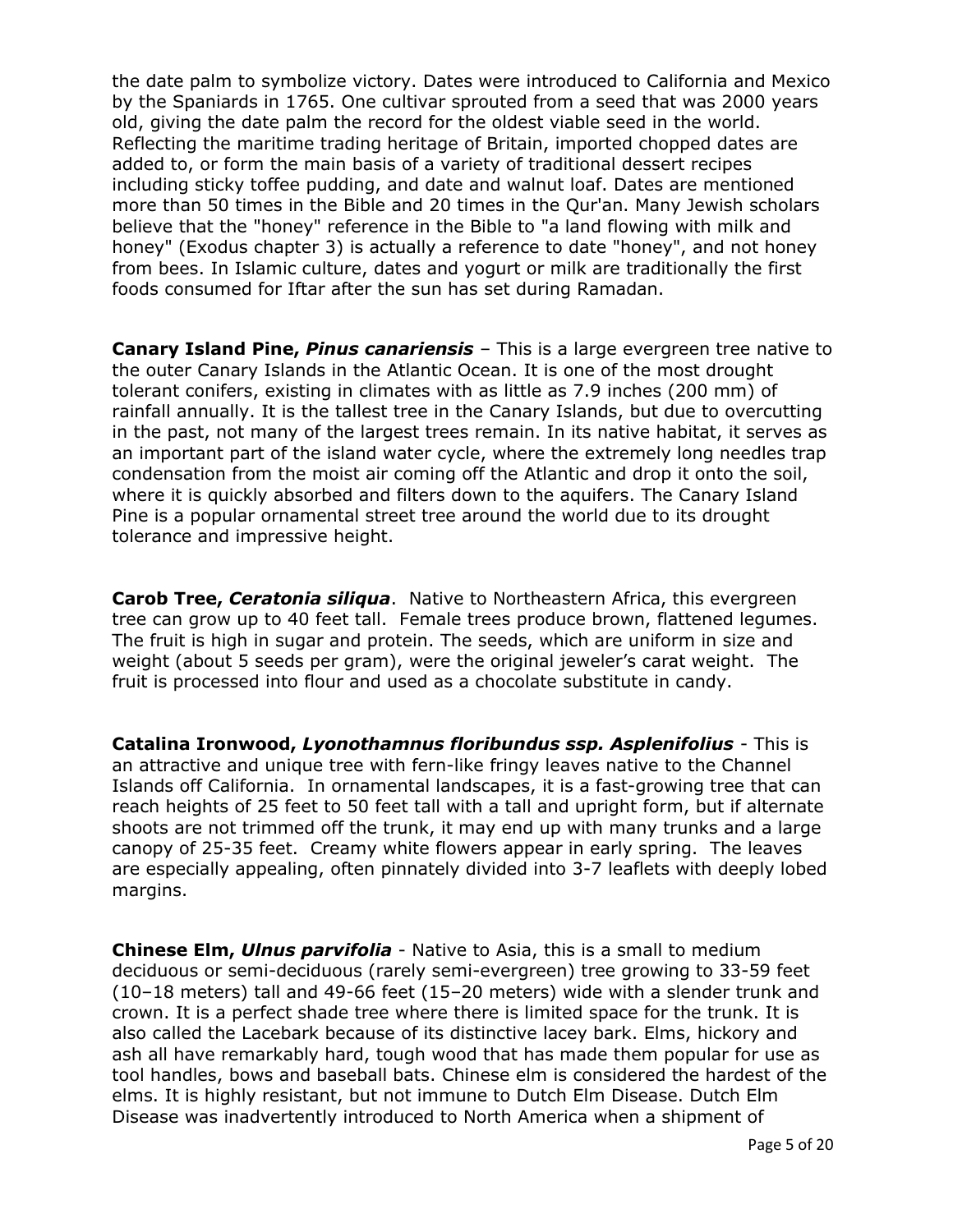the date palm to symbolize victory. Dates were introduced to California and Mexico by the Spaniards in 1765. One cultivar sprouted from a seed that was 2000 years old, giving the date palm the record for the oldest viable seed in the world. Reflecting the maritime trading heritage of Britain, imported chopped dates are added to, or form the main basis of a variety of traditional dessert recipes including sticky toffee pudding, and date and walnut loaf. Dates are mentioned more than 50 times in the Bible and 20 times in the Qur'an. Many Jewish scholars believe that the "honey" reference in the Bible to "a land flowing with milk and honey" (Exodus chapter 3) is actually a reference to date "honey", and not honey from bees. In Islamic culture, dates and yogurt or milk are traditionally the first foods consumed for Iftar after the sun has set during Ramadan.

**Canary Island Pine, *Pinus canariensis*** – This is a large evergreen tree native to the outer Canary Islands in the Atlantic Ocean. It is one of the most drought tolerant conifers, existing in climates with as little as 7.9 inches (200 mm) of rainfall annually. It is the tallest tree in the Canary Islands, but due to overcutting in the past, not many of the largest trees remain. In its native habitat, it serves as an important part of the island water cycle, where the extremely long needles trap condensation from the moist air coming off the Atlantic and drop it onto the soil, where it is quickly absorbed and filters down to the aquifers. The Canary Island Pine is a popular ornamental street tree around the world due to its drought tolerance and impressive height.

**Carob Tree, *Ceratonia siliqua***. Native to Northeastern Africa, this evergreen tree can grow up to 40 feet tall. Female trees produce brown, flattened legumes. The fruit is high in sugar and protein. The seeds, which are uniform in size and weight (about 5 seeds per gram), were the original jeweler's carat weight. The fruit is processed into flour and used as a chocolate substitute in candy.

**Catalina Ironwood, *Lyonothamnus floribundus ssp. Asplenifolius*** - This is an attractive and unique tree with fern-like fringy leaves native to the Channel Islands off California. In ornamental landscapes, it is a fast-growing tree that can reach heights of 25 feet to 50 feet tall with a tall and upright form, but if alternate shoots are not trimmed off the trunk, it may end up with many trunks and a large canopy of 25-35 feet. Creamy white flowers appear in early spring. The leaves are especially appealing, often pinnately divided into 3-7 leaflets with deeply lobed margins.

**Chinese Elm, *Ulnus parvifolia*** - Native to Asia, this is a small to medium deciduous or semi-deciduous (rarely semi-evergreen) tree growing to 33-59 feet (10–18 meters) tall and 49-66 feet (15–20 meters) wide with a slender trunk and crown. It is a perfect shade tree where there is limited space for the trunk. It is also called the Lacebark because of its distinctive lacey bark. Elms, hickory and ash all have remarkably hard, tough wood that has made them popular for use as tool handles, bows and baseball bats. Chinese elm is considered the hardest of the elms. It is highly resistant, but not immune to Dutch Elm Disease. Dutch Elm Disease was inadvertently introduced to North America when a shipment of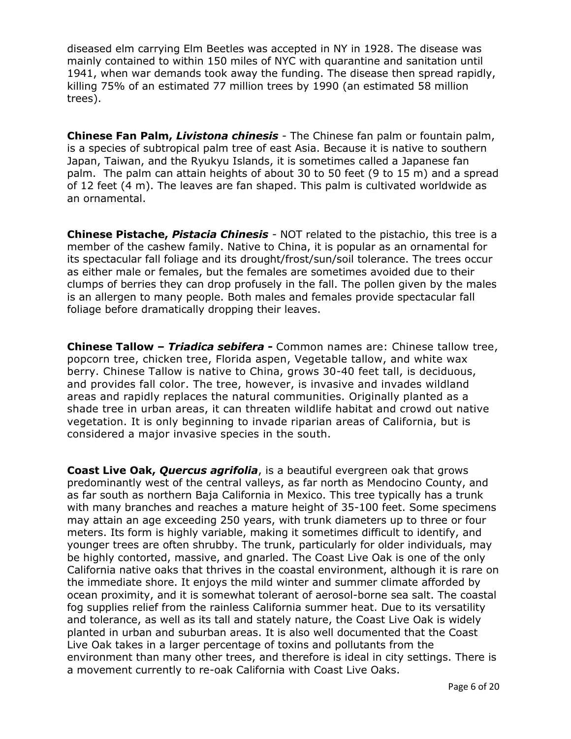diseased elm carrying Elm Beetles was accepted in NY in 1928. The disease was mainly contained to within 150 miles of NYC with quarantine and sanitation until 1941, when war demands took away the funding. The disease then spread rapidly, killing 75% of an estimated 77 million trees by 1990 (an estimated 58 million trees).

**Chinese Fan Palm, *Livistona chinesis*** - The Chinese fan palm or fountain palm, is a species of subtropical palm tree of east Asia. Because it is native to southern Japan, Taiwan, and the Ryukyu Islands, it is sometimes called a Japanese fan palm. The palm can attain heights of about 30 to 50 feet (9 to 15 m) and a spread of 12 feet (4 m). The leaves are fan shaped. This palm is cultivated worldwide as an ornamental.

**Chinese Pistache, *Pistacia Chinesis*** - NOT related to the pistachio, this tree is a member of the cashew family. Native to China, it is popular as an ornamental for its spectacular fall foliage and its drought/frost/sun/soil tolerance. The trees occur as either male or females, but the females are sometimes avoided due to their clumps of berries they can drop profusely in the fall. The pollen given by the males is an allergen to many people. Both males and females provide spectacular fall foliage before dramatically dropping their leaves.

**Chinese Tallow – *Triadica sebifera* -** Common names are: Chinese tallow tree, popcorn tree, chicken tree, Florida aspen, Vegetable tallow, and white wax berry. Chinese Tallow is native to China, grows 30-40 feet tall, is deciduous, and provides fall color. The tree, however, is invasive and invades wildland areas and rapidly replaces the natural communities. Originally planted as a shade tree in urban areas, it can threaten wildlife habitat and crowd out native vegetation. It is only beginning to invade riparian areas of California, but is considered a major invasive species in the south.

**Coast Live Oak, *Quercus agrifolia***, is a beautiful evergreen oak that grows predominantly west of the central valleys, as far north as Mendocino County, and as far south as northern Baja California in Mexico. This tree typically has a trunk with many branches and reaches a mature height of 35-100 feet. Some specimens may attain an age exceeding 250 years, with trunk diameters up to three or four meters. Its form is highly variable, making it sometimes difficult to identify, and younger trees are often shrubby. The trunk, particularly for older individuals, may be highly contorted, massive, and gnarled. The Coast Live Oak is one of the only California native oaks that thrives in the coastal environment, although it is rare on the immediate shore. It enjoys the mild winter and summer climate afforded by ocean proximity, and it is somewhat tolerant of aerosol-borne sea salt. The coastal fog supplies relief from the rainless California summer heat. Due to its versatility and tolerance, as well as its tall and stately nature, the Coast Live Oak is widely planted in urban and suburban areas. It is also well documented that the Coast Live Oak takes in a larger percentage of toxins and pollutants from the environment than many other trees, and therefore is ideal in city settings. There is a movement currently to re-oak California with Coast Live Oaks.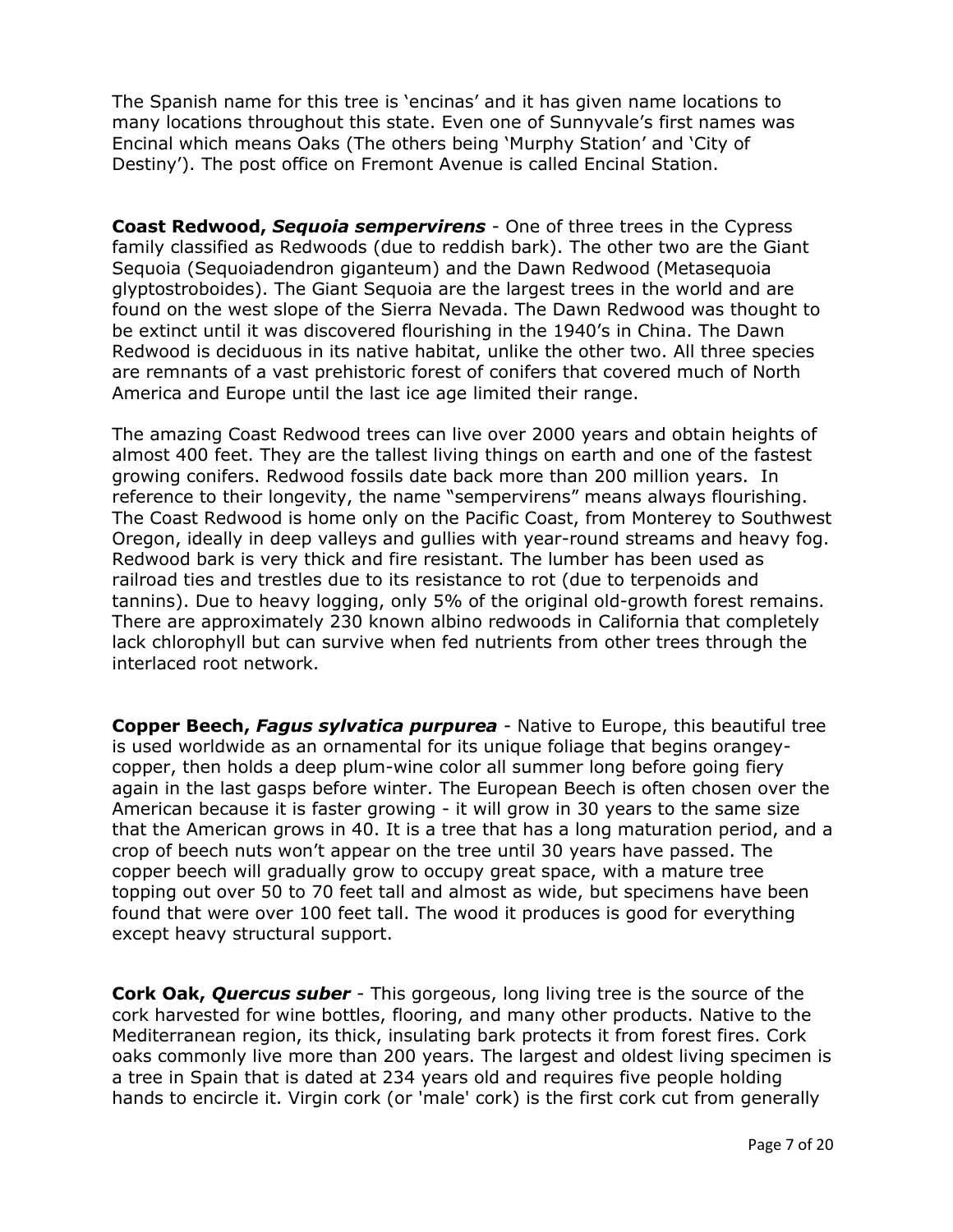The Spanish name for this tree is 'encinas' and it has given name locations to many locations throughout this state. Even one of Sunnyvale's first names was Encinal which means Oaks (The others being 'Murphy Station' and 'City of Destiny'). The post office on Fremont Avenue is called Encinal Station.

**Coast Redwood, *Sequoia sempervirens*** - One of three trees in the Cypress family classified as Redwoods (due to reddish bark). The other two are the Giant Sequoia (Sequoiadendron giganteum) and the Dawn Redwood (Metasequoia glyptostroboides). The Giant Sequoia are the largest trees in the world and are found on the west slope of the Sierra Nevada. The Dawn Redwood was thought to be extinct until it was discovered flourishing in the 1940's in China. The Dawn Redwood is deciduous in its native habitat, unlike the other two. All three species are remnants of a vast prehistoric forest of conifers that covered much of North America and Europe until the last ice age limited their range.

The amazing Coast Redwood trees can live over 2000 years and obtain heights of almost 400 feet. They are the tallest living things on earth and one of the fastest growing conifers. Redwood fossils date back more than 200 million years. In reference to their longevity, the name "sempervirens" means always flourishing. The Coast Redwood is home only on the Pacific Coast, from Monterey to Southwest Oregon, ideally in deep valleys and gullies with year-round streams and heavy fog. Redwood bark is very thick and fire resistant. The lumber has been used as railroad ties and trestles due to its resistance to rot (due to terpenoids and tannins). Due to heavy logging, only 5% of the original old-growth forest remains. There are approximately 230 known albino redwoods in California that completely lack chlorophyll but can survive when fed nutrients from other trees through the interlaced root network.

**Copper Beech, *Fagus sylvatica purpurea*** - Native to Europe, this beautiful tree is used worldwide as an ornamental for its unique foliage that begins orangey-copper, then holds a deep plum-wine color all summer long before going fiery again in the last gasps before winter. The European Beech is often chosen over the American because it is faster growing - it will grow in 30 years to the same size that the American grows in 40. It is a tree that has a long maturation period, and a crop of beech nuts won't appear on the tree until 30 years have passed. The copper beech will gradually grow to occupy great space, with a mature tree topping out over 50 to 70 feet tall and almost as wide, but specimens have been found that were over 100 feet tall. The wood it produces is good for everything except heavy structural support.

**Cork Oak, *Quercus suber*** - This gorgeous, long living tree is the source of the cork harvested for wine bottles, flooring, and many other products. Native to the Mediterranean region, its thick, insulating bark protects it from forest fires. Cork oaks commonly live more than 200 years. The largest and oldest living specimen is a tree in Spain that is dated at 234 years old and requires five people holding hands to encircle it. Virgin cork (or 'male' cork) is the first cork cut from generally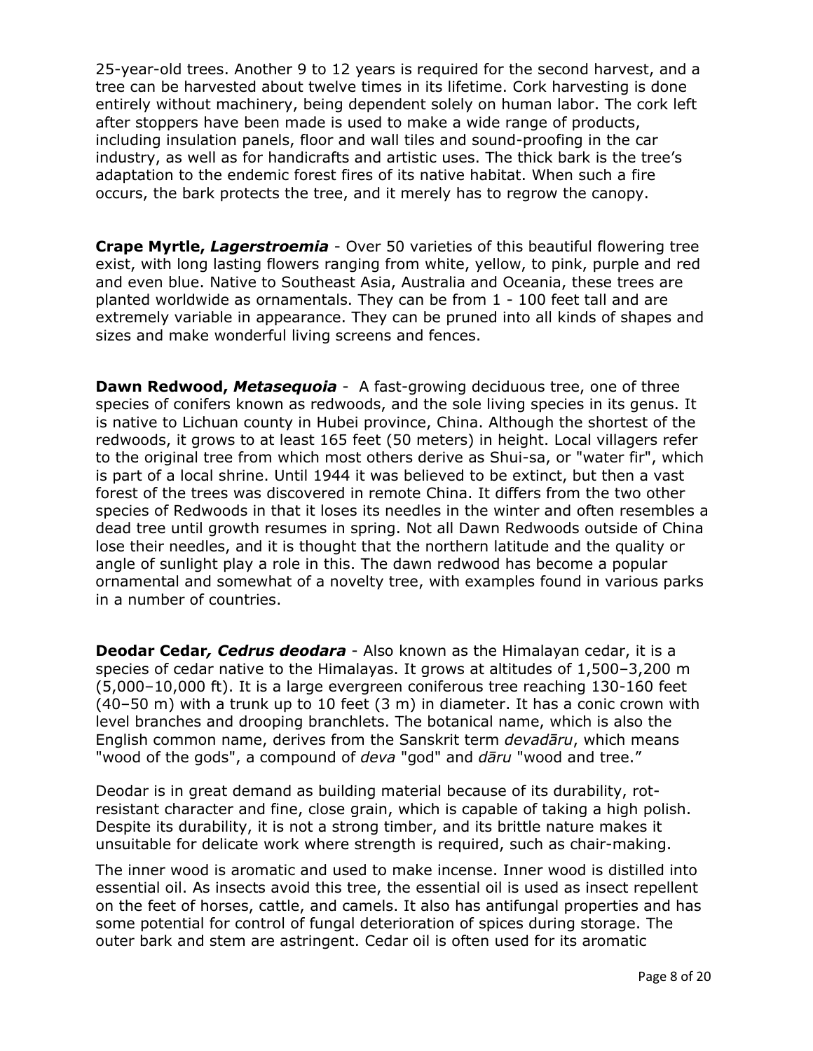25-year-old trees. Another 9 to 12 years is required for the second harvest, and a tree can be harvested about twelve times in its lifetime. Cork harvesting is done entirely without machinery, being dependent solely on human labor. The cork left after stoppers have been made is used to make a wide range of products, including insulation panels, floor and wall tiles and sound-proofing in the car industry, as well as for handicrafts and artistic uses. The thick bark is the tree's adaptation to the endemic forest fires of its native habitat. When such a fire occurs, the bark protects the tree, and it merely has to regrow the canopy.

**Crape Myrtle, *Lagerstroemia*** - Over 50 varieties of this beautiful flowering tree exist, with long lasting flowers ranging from white, yellow, to pink, purple and red and even blue. Native to Southeast Asia, Australia and Oceania, these trees are planted worldwide as ornamentals. They can be from 1 - 100 feet tall and are extremely variable in appearance. They can be pruned into all kinds of shapes and sizes and make wonderful living screens and fences.

**Dawn Redwood, *Metasequoia*** - A fast-growing deciduous tree, one of three species of conifers known as redwoods, and the sole living species in its genus. It is native to Lichuan county in Hubei province, China. Although the shortest of the redwoods, it grows to at least 165 feet (50 meters) in height. Local villagers refer to the original tree from which most others derive as Shui-sa, or "water fir", which is part of a local shrine. Until 1944 it was believed to be extinct, but then a vast forest of the trees was discovered in remote China. It differs from the two other species of Redwoods in that it loses its needles in the winter and often resembles a dead tree until growth resumes in spring. Not all Dawn Redwoods outside of China lose their needles, and it is thought that the northern latitude and the quality or angle of sunlight play a role in this. The dawn redwood has become a popular ornamental and somewhat of a novelty tree, with examples found in various parks in a number of countries.

**Deodar Cedar, *Cedrus deodara*** - Also known as the Himalayan cedar, it is a species of cedar native to the Himalayas. It grows at altitudes of 1,500–3,200 m (5,000–10,000 ft). It is a large evergreen coniferous tree reaching 130-160 feet (40–50 m) with a trunk up to 10 feet (3 m) in diameter. It has a conic crown with level branches and drooping branchlets. The botanical name, which is also the English common name, derives from the Sanskrit term *devadāru*, which means "wood of the gods", a compound of *deva* "god" and *dāru* "wood and tree."

Deodar is in great demand as building material because of its durability, rot-resistant character and fine, close grain, which is capable of taking a high polish. Despite its durability, it is not a strong timber, and its brittle nature makes it unsuitable for delicate work where strength is required, such as chair-making.

The inner wood is aromatic and used to make incense. Inner wood is distilled into essential oil. As insects avoid this tree, the essential oil is used as insect repellent on the feet of horses, cattle, and camels. It also has antifungal properties and has some potential for control of fungal deterioration of spices during storage. The outer bark and stem are astringent. Cedar oil is often used for its aromatic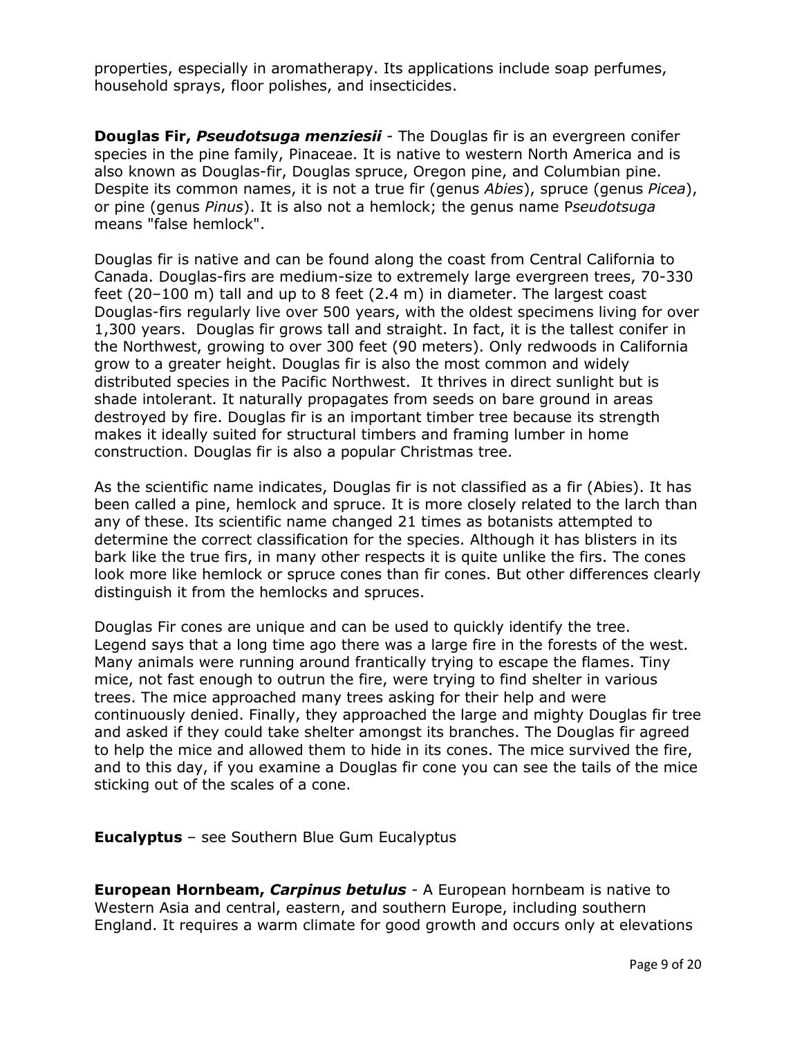properties, especially in aromatherapy. Its applications include soap perfumes, household sprays, floor polishes, and insecticides.

**Douglas Fir, *Pseudotsuga menziesii*** - The Douglas fir is an evergreen conifer species in the pine family, Pinaceae. It is native to western North America and is also known as Douglas-fir, Douglas spruce, Oregon pine, and Columbian pine. Despite its common names, it is not a true fir (genus *Abies*), spruce (genus *Picea*), or pine (genus *Pinus*). It is also not a hemlock; the genus name P*seudotsuga* means "false hemlock".

Douglas fir is native and can be found along the coast from Central California to Canada. Douglas-firs are medium-size to extremely large evergreen trees, 70-330 feet (20–100 m) tall and up to 8 feet (2.4 m) in diameter. The largest coast Douglas-firs regularly live over 500 years, with the oldest specimens living for over 1,300 years. Douglas fir grows tall and straight. In fact, it is the tallest conifer in the Northwest, growing to over 300 feet (90 meters). Only redwoods in California grow to a greater height. Douglas fir is also the most common and widely distributed species in the Pacific Northwest. It thrives in direct sunlight but is shade intolerant. It naturally propagates from seeds on bare ground in areas destroyed by fire. Douglas fir is an important timber tree because its strength makes it ideally suited for structural timbers and framing lumber in home construction. Douglas fir is also a popular Christmas tree.

As the scientific name indicates, Douglas fir is not classified as a fir (Abies). It has been called a pine, hemlock and spruce. It is more closely related to the larch than any of these. Its scientific name changed 21 times as botanists attempted to determine the correct classification for the species. Although it has blisters in its bark like the true firs, in many other respects it is quite unlike the firs. The cones look more like hemlock or spruce cones than fir cones. But other differences clearly distinguish it from the hemlocks and spruces.

Douglas Fir cones are unique and can be used to quickly identify the tree. Legend says that a long time ago there was a large fire in the forests of the west. Many animals were running around frantically trying to escape the flames. Tiny mice, not fast enough to outrun the fire, were trying to find shelter in various trees. The mice approached many trees asking for their help and were continuously denied. Finally, they approached the large and mighty Douglas fir tree and asked if they could take shelter amongst its branches. The Douglas fir agreed to help the mice and allowed them to hide in its cones. The mice survived the fire, and to this day, if you examine a Douglas fir cone you can see the tails of the mice sticking out of the scales of a cone.

**Eucalyptus** – see Southern Blue Gum Eucalyptus

**European Hornbeam, *Carpinus betulus*** - A European hornbeam is native to Western Asia and central, eastern, and southern Europe, including southern England. It requires a warm climate for good growth and occurs only at elevations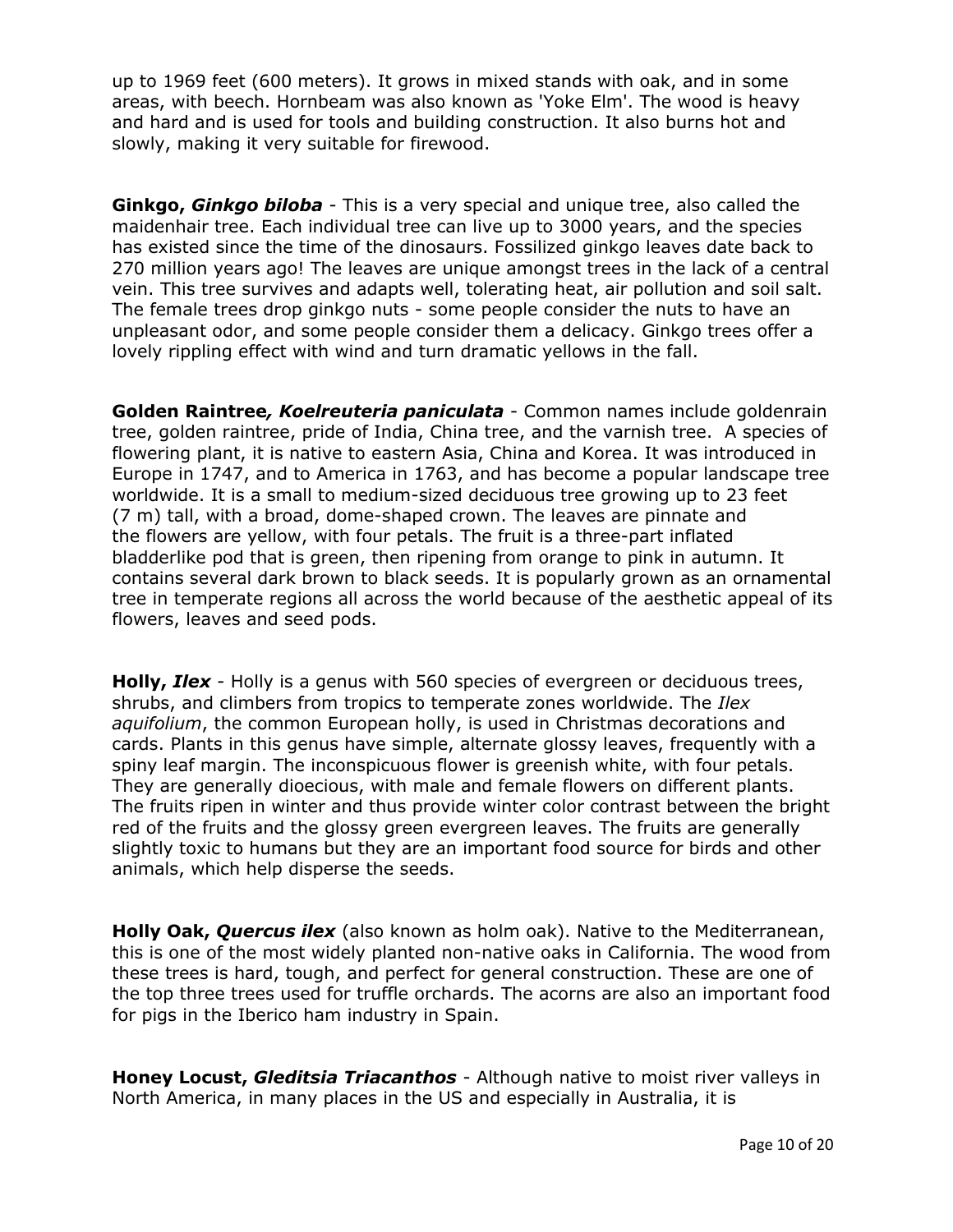up to 1969 feet (600 meters). It grows in mixed stands with oak, and in some areas, with beech. Hornbeam was also known as 'Yoke Elm'. The wood is heavy and hard and is used for tools and building construction. It also burns hot and slowly, making it very suitable for firewood.

**Ginkgo, *Ginkgo biloba*** - This is a very special and unique tree, also called the maidenhair tree. Each individual tree can live up to 3000 years, and the species has existed since the time of the dinosaurs. Fossilized ginkgo leaves date back to 270 million years ago! The leaves are unique amongst trees in the lack of a central vein. This tree survives and adapts well, tolerating heat, air pollution and soil salt. The female trees drop ginkgo nuts - some people consider the nuts to have an unpleasant odor, and some people consider them a delicacy. Ginkgo trees offer a lovely rippling effect with wind and turn dramatic yellows in the fall.

**Golden Raintree*, Koelreuteria paniculata*** - Common names include goldenrain tree, golden raintree, pride of India, China tree, and the varnish tree. A species of flowering plant, it is native to eastern Asia, China and Korea. It was introduced in Europe in 1747, and to America in 1763, and has become a popular landscape tree worldwide. It is a small to medium-sized deciduous tree growing up to 23 feet (7 m) tall, with a broad, dome-shaped crown. The leaves are pinnate and the flowers are yellow, with four petals. The fruit is a three-part inflated bladderlike pod that is green, then ripening from orange to pink in autumn. It contains several dark brown to black seeds. It is popularly grown as an ornamental tree in temperate regions all across the world because of the aesthetic appeal of its flowers, leaves and seed pods.

**Holly, *Ilex*** - Holly is a genus with 560 species of evergreen or deciduous trees, shrubs, and climbers from tropics to temperate zones worldwide. The *Ilex aquifolium*, the common European holly, is used in Christmas decorations and cards. Plants in this genus have simple, alternate glossy leaves, frequently with a spiny leaf margin. The inconspicuous flower is greenish white, with four petals. They are generally dioecious, with male and female flowers on different plants. The fruits ripen in winter and thus provide winter color contrast between the bright red of the fruits and the glossy green evergreen leaves. The fruits are generally slightly toxic to humans but they are an important food source for birds and other animals, which help disperse the seeds.

**Holly Oak, *Quercus ilex*** (also known as holm oak). Native to the Mediterranean, this is one of the most widely planted non-native oaks in California. The wood from these trees is hard, tough, and perfect for general construction. These are one of the top three trees used for truffle orchards. The acorns are also an important food for pigs in the Iberico ham industry in Spain.

**Honey Locust, *Gleditsia Triacanthos*** - Although native to moist river valleys in North America, in many places in the US and especially in Australia, it is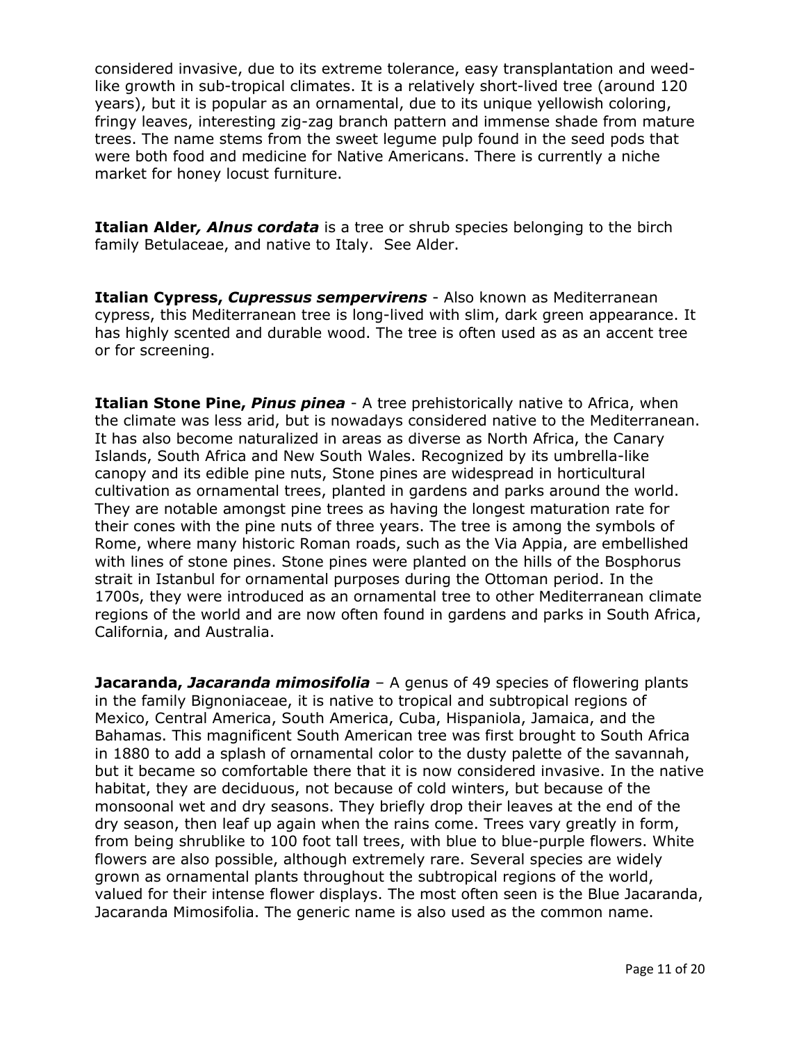considered invasive, due to its extreme tolerance, easy transplantation and weed-like growth in sub-tropical climates. It is a relatively short-lived tree (around 120 years), but it is popular as an ornamental, due to its unique yellowish coloring, fringy leaves, interesting zig-zag branch pattern and immense shade from mature trees. The name stems from the sweet legume pulp found in the seed pods that were both food and medicine for Native Americans. There is currently a niche market for honey locust furniture.

**Italian Alder*, Alnus cordata*** is a tree or shrub species belonging to the birch family Betulaceae, and native to Italy. See Alder.

**Italian Cypress, *Cupressus sempervirens*** - Also known as Mediterranean cypress, this Mediterranean tree is long-lived with slim, dark green appearance. It has highly scented and durable wood. The tree is often used as as an accent tree or for screening.

**Italian Stone Pine, *Pinus pinea*** - A tree prehistorically native to Africa, when the climate was less arid, but is nowadays considered native to the Mediterranean. It has also become naturalized in areas as diverse as North Africa, the Canary Islands, South Africa and New South Wales. Recognized by its umbrella-like canopy and its edible pine nuts, Stone pines are widespread in horticultural cultivation as ornamental trees, planted in gardens and parks around the world. They are notable amongst pine trees as having the longest maturation rate for their cones with the pine nuts of three years. The tree is among the symbols of Rome, where many historic Roman roads, such as the Via Appia, are embellished with lines of stone pines. Stone pines were planted on the hills of the Bosphorus strait in Istanbul for ornamental purposes during the Ottoman period. In the 1700s, they were introduced as an ornamental tree to other Mediterranean climate regions of the world and are now often found in gardens and parks in South Africa, California, and Australia.

**Jacaranda, *Jacaranda mimosifolia*** – A genus of 49 species of flowering plants in the family Bignoniaceae, it is native to tropical and subtropical regions of Mexico, Central America, South America, Cuba, Hispaniola, Jamaica, and the Bahamas. This magnificent South American tree was first brought to South Africa in 1880 to add a splash of ornamental color to the dusty palette of the savannah, but it became so comfortable there that it is now considered invasive. In the native habitat, they are deciduous, not because of cold winters, but because of the monsoonal wet and dry seasons. They briefly drop their leaves at the end of the dry season, then leaf up again when the rains come. Trees vary greatly in form, from being shrublike to 100 foot tall trees, with blue to blue-purple flowers. White flowers are also possible, although extremely rare. Several species are widely grown as ornamental plants throughout the subtropical regions of the world, valued for their intense flower displays. The most often seen is the Blue Jacaranda, Jacaranda Mimosifolia. The generic name is also used as the common name.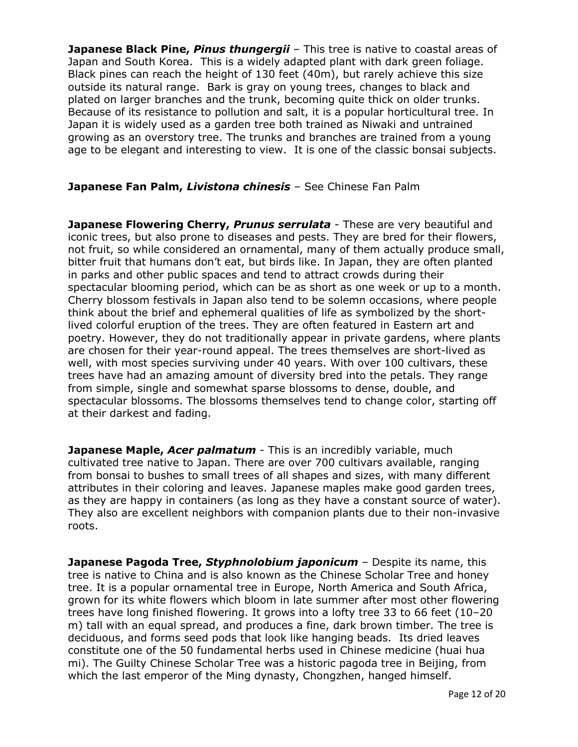**Japanese Black Pine, *Pinus thungergii*** – This tree is native to coastal areas of Japan and South Korea. This is a widely adapted plant with dark green foliage. Black pines can reach the height of 130 feet (40m), but rarely achieve this size outside its natural range. Bark is gray on young trees, changes to black and plated on larger branches and the trunk, becoming quite thick on older trunks. Because of its resistance to pollution and salt, it is a popular horticultural tree. In Japan it is widely used as a garden tree both trained as Niwaki and untrained growing as an overstory tree. The trunks and branches are trained from a young age to be elegant and interesting to view. It is one of the classic bonsai subjects.

**Japanese Fan Palm, *Livistona chinesis*** – See Chinese Fan Palm

**Japanese Flowering Cherry, *Prunus serrulata*** - These are very beautiful and iconic trees, but also prone to diseases and pests. They are bred for their flowers, not fruit, so while considered an ornamental, many of them actually produce small, bitter fruit that humans don't eat, but birds like. In Japan, they are often planted in parks and other public spaces and tend to attract crowds during their spectacular blooming period, which can be as short as one week or up to a month. Cherry blossom festivals in Japan also tend to be solemn occasions, where people think about the brief and ephemeral qualities of life as symbolized by the short-lived colorful eruption of the trees. They are often featured in Eastern art and poetry. However, they do not traditionally appear in private gardens, where plants are chosen for their year-round appeal. The trees themselves are short-lived as well, with most species surviving under 40 years. With over 100 cultivars, these trees have had an amazing amount of diversity bred into the petals. They range from simple, single and somewhat sparse blossoms to dense, double, and spectacular blossoms. The blossoms themselves tend to change color, starting off at their darkest and fading.

**Japanese Maple, *Acer palmatum*** - This is an incredibly variable, much cultivated tree native to Japan. There are over 700 cultivars available, ranging from bonsai to bushes to small trees of all shapes and sizes, with many different attributes in their coloring and leaves. Japanese maples make good garden trees, as they are happy in containers (as long as they have a constant source of water). They also are excellent neighbors with companion plants due to their non-invasive roots.

**Japanese Pagoda Tree, *Styphnolobium japonicum*** – Despite its name, this tree is native to China and is also known as the Chinese Scholar Tree and honey tree. It is a popular ornamental tree in Europe, North America and South Africa, grown for its white flowers which bloom in late summer after most other flowering trees have long finished flowering. It grows into a lofty tree 33 to 66 feet (10–20 m) tall with an equal spread, and produces a fine, dark brown timber. The tree is deciduous, and forms seed pods that look like hanging beads. Its dried leaves constitute one of the 50 fundamental herbs used in Chinese medicine (huai hua mi). The Guilty Chinese Scholar Tree was a historic pagoda tree in Beijing, from which the last emperor of the Ming dynasty, Chongzhen, hanged himself.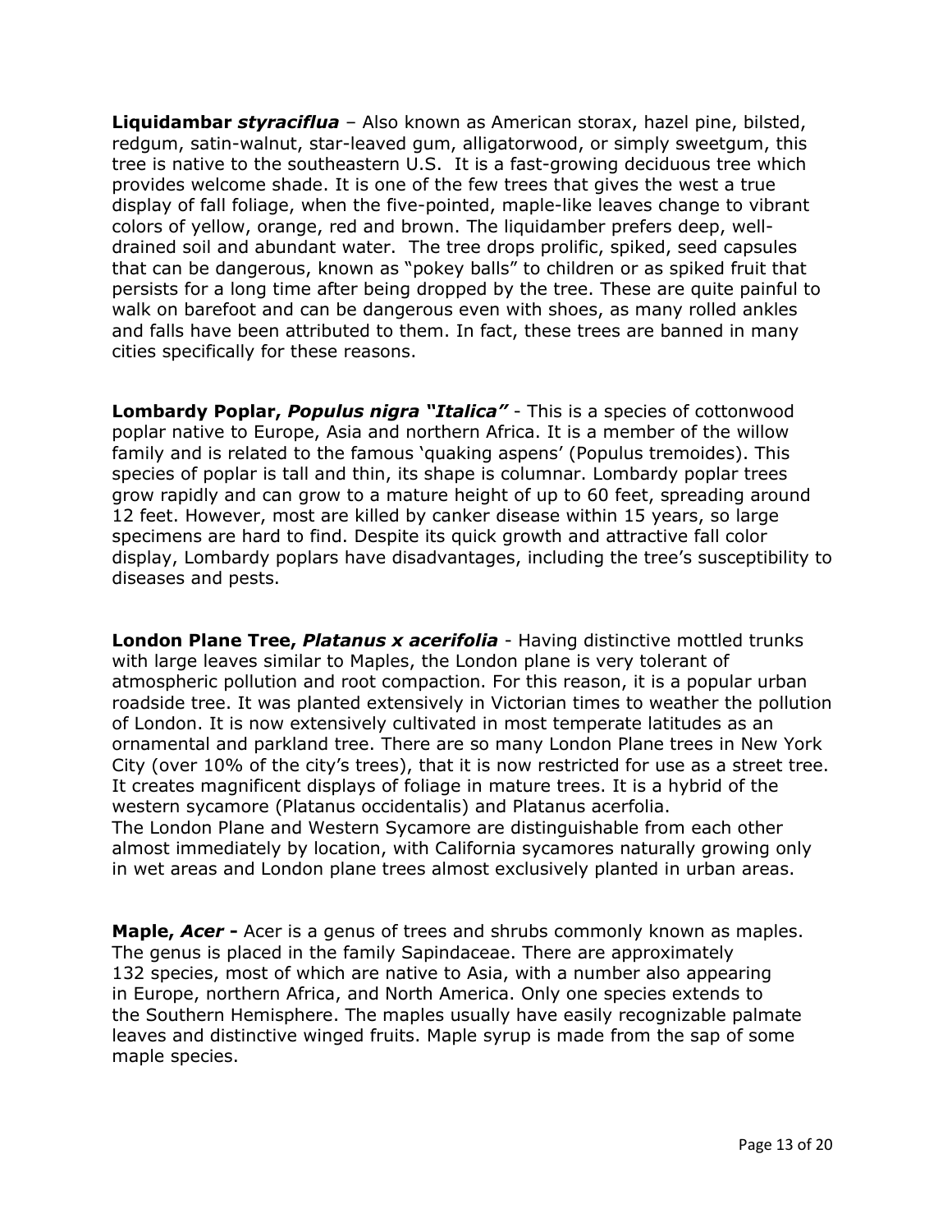**Liquidambar *styraciflua*** – Also known as American storax, hazel pine, bilsted, redgum, satin-walnut, star-leaved gum, alligatorwood, or simply sweetgum, this tree is native to the southeastern U.S. It is a fast-growing deciduous tree which provides welcome shade. It is one of the few trees that gives the west a true display of fall foliage, when the five-pointed, maple-like leaves change to vibrant colors of yellow, orange, red and brown. The liquidamber prefers deep, well-drained soil and abundant water. The tree drops prolific, spiked, seed capsules that can be dangerous, known as "pokey balls" to children or as spiked fruit that persists for a long time after being dropped by the tree. These are quite painful to walk on barefoot and can be dangerous even with shoes, as many rolled ankles and falls have been attributed to them. In fact, these trees are banned in many cities specifically for these reasons.

**Lombardy Poplar, *Populus nigra "Italica"*** - This is a species of cottonwood poplar native to Europe, Asia and northern Africa. It is a member of the willow family and is related to the famous 'quaking aspens' (Populus tremoides). This species of poplar is tall and thin, its shape is columnar. Lombardy poplar trees grow rapidly and can grow to a mature height of up to 60 feet, spreading around 12 feet. However, most are killed by canker disease within 15 years, so large specimens are hard to find. Despite its quick growth and attractive fall color display, Lombardy poplars have disadvantages, including the tree's susceptibility to diseases and pests.

**London Plane Tree, *Platanus x acerifolia*** - Having distinctive mottled trunks with large leaves similar to Maples, the London plane is very tolerant of atmospheric pollution and root compaction. For this reason, it is a popular urban roadside tree. It was planted extensively in Victorian times to weather the pollution of London. It is now extensively cultivated in most temperate latitudes as an ornamental and parkland tree. There are so many London Plane trees in New York City (over 10% of the city's trees), that it is now restricted for use as a street tree. It creates magnificent displays of foliage in mature trees. It is a hybrid of the western sycamore (Platanus occidentalis) and Platanus acerfolia.
The London Plane and Western Sycamore are distinguishable from each other almost immediately by location, with California sycamores naturally growing only in wet areas and London plane trees almost exclusively planted in urban areas.

**Maple, *Acer* -** Acer is a genus of trees and shrubs commonly known as maples. The genus is placed in the family Sapindaceae. There are approximately 132 species, most of which are native to Asia, with a number also appearing in Europe, northern Africa, and North America. Only one species extends to the Southern Hemisphere. The maples usually have easily recognizable palmate leaves and distinctive winged fruits. Maple syrup is made from the sap of some maple species.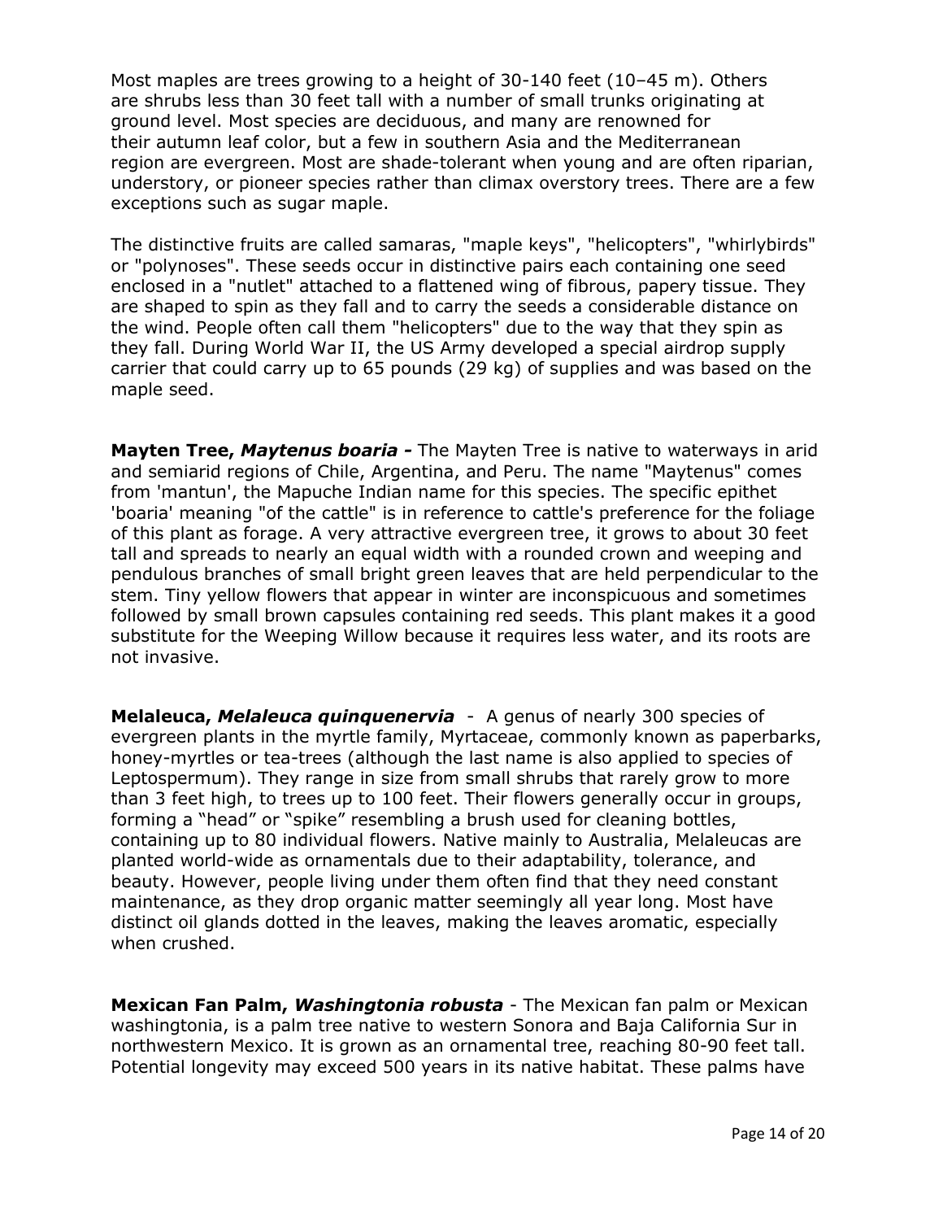Most maples are trees growing to a height of 30-140 feet (10–45 m). Others are shrubs less than 30 feet tall with a number of small trunks originating at ground level. Most species are deciduous, and many are renowned for their autumn leaf color, but a few in southern Asia and the Mediterranean region are evergreen. Most are shade-tolerant when young and are often riparian, understory, or pioneer species rather than climax overstory trees. There are a few exceptions such as sugar maple.

The distinctive fruits are called samaras, "maple keys", "helicopters", "whirlybirds" or "polynoses". These seeds occur in distinctive pairs each containing one seed enclosed in a "nutlet" attached to a flattened wing of fibrous, papery tissue. They are shaped to spin as they fall and to carry the seeds a considerable distance on the wind. People often call them "helicopters" due to the way that they spin as they fall. During World War II, the US Army developed a special airdrop supply carrier that could carry up to 65 pounds (29 kg) of supplies and was based on the maple seed.

**Mayten Tree, *Maytenus boaria* -** The Mayten Tree is native to waterways in arid and semiarid regions of Chile, Argentina, and Peru. The name "Maytenus" comes from 'mantun', the Mapuche Indian name for this species. The specific epithet 'boaria' meaning "of the cattle" is in reference to cattle's preference for the foliage of this plant as forage. A very attractive evergreen tree, it grows to about 30 feet tall and spreads to nearly an equal width with a rounded crown and weeping and pendulous branches of small bright green leaves that are held perpendicular to the stem. Tiny yellow flowers that appear in winter are inconspicuous and sometimes followed by small brown capsules containing red seeds. This plant makes it a good substitute for the Weeping Willow because it requires less water, and its roots are not invasive.

**Melaleuca, *Melaleuca quinquenervia*** - A genus of nearly 300 species of evergreen plants in the myrtle family, Myrtaceae, commonly known as paperbarks, honey-myrtles or tea-trees (although the last name is also applied to species of Leptospermum). They range in size from small shrubs that rarely grow to more than 3 feet high, to trees up to 100 feet. Their flowers generally occur in groups, forming a "head" or "spike" resembling a brush used for cleaning bottles, containing up to 80 individual flowers. Native mainly to Australia, Melaleucas are planted world-wide as ornamentals due to their adaptability, tolerance, and beauty. However, people living under them often find that they need constant maintenance, as they drop organic matter seemingly all year long. Most have distinct oil glands dotted in the leaves, making the leaves aromatic, especially when crushed.

**Mexican Fan Palm, *Washingtonia robusta*** - The Mexican fan palm or Mexican washingtonia, is a palm tree native to western Sonora and Baja California Sur in northwestern Mexico. It is grown as an ornamental tree, reaching 80-90 feet tall. Potential longevity may exceed 500 years in its native habitat. These palms have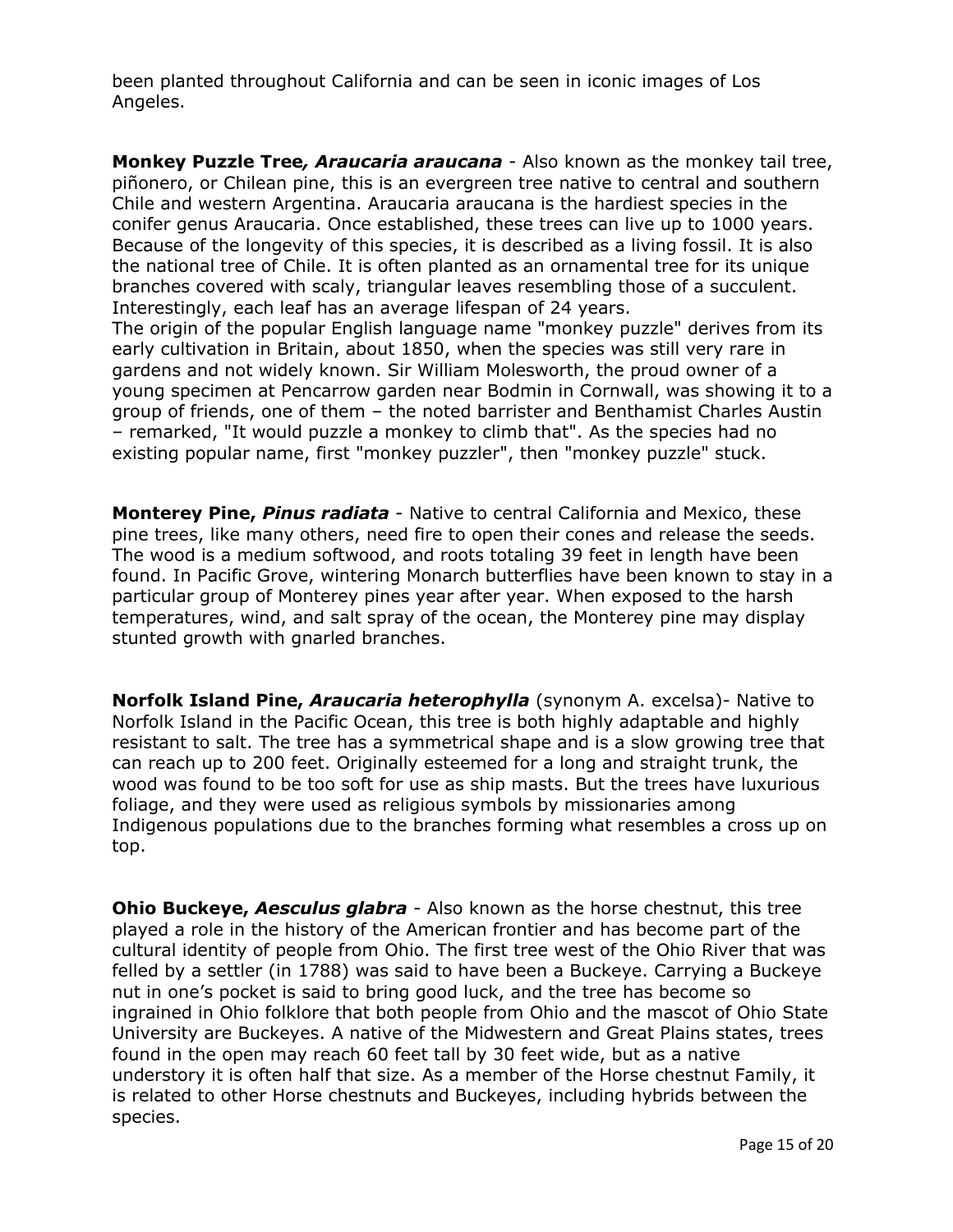been planted throughout California and can be seen in iconic images of Los Angeles.

**Monkey Puzzle Tree*, Araucaria araucana*** - Also known as the monkey tail tree, piñonero, or Chilean pine, this is an evergreen tree native to central and southern Chile and western Argentina. Araucaria araucana is the hardiest species in the conifer genus Araucaria. Once established, these trees can live up to 1000 years. Because of the longevity of this species, it is described as a living fossil. It is also the national tree of Chile. It is often planted as an ornamental tree for its unique branches covered with scaly, triangular leaves resembling those of a succulent. Interestingly, each leaf has an average lifespan of 24 years.
The origin of the popular English language name "monkey puzzle" derives from its early cultivation in Britain, about 1850, when the species was still very rare in gardens and not widely known. Sir William Molesworth, the proud owner of a young specimen at Pencarrow garden near Bodmin in Cornwall, was showing it to a group of friends, one of them – the noted barrister and Benthamist Charles Austin – remarked, "It would puzzle a monkey to climb that". As the species had no existing popular name, first "monkey puzzler", then "monkey puzzle" stuck.

**Monterey Pine, *Pinus radiata*** - Native to central California and Mexico, these pine trees, like many others, need fire to open their cones and release the seeds. The wood is a medium softwood, and roots totaling 39 feet in length have been found. In Pacific Grove, wintering Monarch butterflies have been known to stay in a particular group of Monterey pines year after year. When exposed to the harsh temperatures, wind, and salt spray of the ocean, the Monterey pine may display stunted growth with gnarled branches.

**Norfolk Island Pine, *Araucaria heterophylla*** (synonym A. excelsa)- Native to Norfolk Island in the Pacific Ocean, this tree is both highly adaptable and highly resistant to salt. The tree has a symmetrical shape and is a slow growing tree that can reach up to 200 feet. Originally esteemed for a long and straight trunk, the wood was found to be too soft for use as ship masts. But the trees have luxurious foliage, and they were used as religious symbols by missionaries among Indigenous populations due to the branches forming what resembles a cross up on top.

**Ohio Buckeye, *Aesculus glabra*** - Also known as the horse chestnut, this tree played a role in the history of the American frontier and has become part of the cultural identity of people from Ohio. The first tree west of the Ohio River that was felled by a settler (in 1788) was said to have been a Buckeye. Carrying a Buckeye nut in one's pocket is said to bring good luck, and the tree has become so ingrained in Ohio folklore that both people from Ohio and the mascot of Ohio State University are Buckeyes. A native of the Midwestern and Great Plains states, trees found in the open may reach 60 feet tall by 30 feet wide, but as a native understory it is often half that size. As a member of the Horse chestnut Family, it is related to other Horse chestnuts and Buckeyes, including hybrids between the species.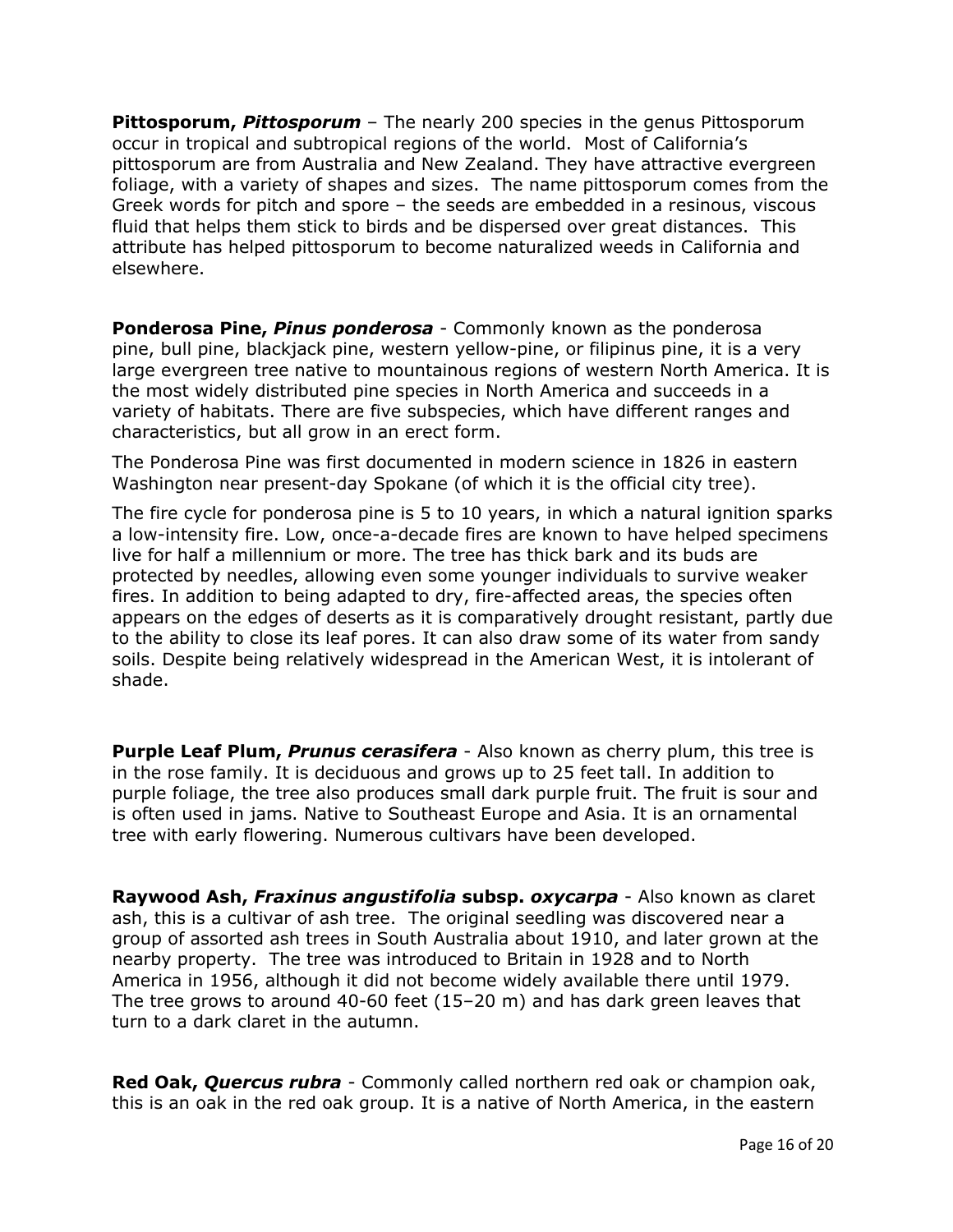**Pittosporum, *Pittosporum*** – The nearly 200 species in the genus Pittosporum occur in tropical and subtropical regions of the world. Most of California's pittosporum are from Australia and New Zealand. They have attractive evergreen foliage, with a variety of shapes and sizes. The name pittosporum comes from the Greek words for pitch and spore – the seeds are embedded in a resinous, viscous fluid that helps them stick to birds and be dispersed over great distances. This attribute has helped pittosporum to become naturalized weeds in California and elsewhere.

**Ponderosa Pine, *Pinus ponderosa*** - Commonly known as the ponderosa pine, bull pine, blackjack pine, western yellow-pine, or filipinus pine, it is a very large evergreen tree native to mountainous regions of western North America. It is the most widely distributed pine species in North America and succeeds in a variety of habitats. There are five subspecies, which have different ranges and characteristics, but all grow in an erect form.

The Ponderosa Pine was first documented in modern science in 1826 in eastern Washington near present-day Spokane (of which it is the official city tree).

The fire cycle for ponderosa pine is 5 to 10 years, in which a natural ignition sparks a low-intensity fire. Low, once-a-decade fires are known to have helped specimens live for half a millennium or more. The tree has thick bark and its buds are protected by needles, allowing even some younger individuals to survive weaker fires. In addition to being adapted to dry, fire-affected areas, the species often appears on the edges of deserts as it is comparatively drought resistant, partly due to the ability to close its leaf pores. It can also draw some of its water from sandy soils. Despite being relatively widespread in the American West, it is intolerant of shade.

**Purple Leaf Plum, *Prunus cerasifera*** - Also known as cherry plum, this tree is in the rose family. It is deciduous and grows up to 25 feet tall. In addition to purple foliage, the tree also produces small dark purple fruit. The fruit is sour and is often used in jams. Native to Southeast Europe and Asia. It is an ornamental tree with early flowering. Numerous cultivars have been developed.

**Raywood Ash, *Fraxinus angustifolia* subsp. *oxycarpa*** - Also known as claret ash, this is a cultivar of ash tree. The original seedling was discovered near a group of assorted ash trees in South Australia about 1910, and later grown at the nearby property. The tree was introduced to Britain in 1928 and to North America in 1956, although it did not become widely available there until 1979. The tree grows to around 40-60 feet (15–20 m) and has dark green leaves that turn to a dark claret in the autumn.

**Red Oak, *Quercus rubra*** - Commonly called northern red oak or champion oak, this is an oak in the red oak group. It is a native of North America, in the eastern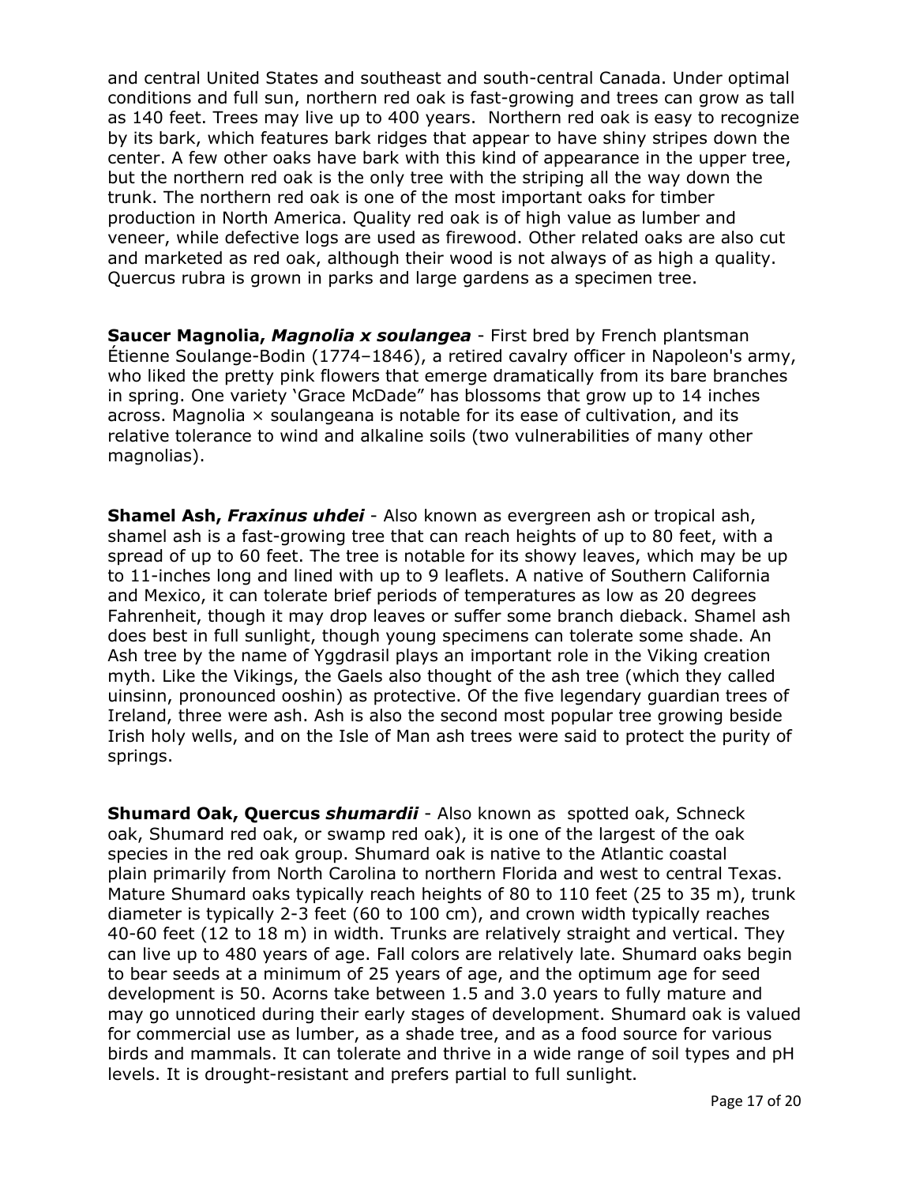and central United States and southeast and south-central Canada. Under optimal conditions and full sun, northern red oak is fast-growing and trees can grow as tall as 140 feet. Trees may live up to 400 years. Northern red oak is easy to recognize by its bark, which features bark ridges that appear to have shiny stripes down the center. A few other oaks have bark with this kind of appearance in the upper tree, but the northern red oak is the only tree with the striping all the way down the trunk. The northern red oak is one of the most important oaks for timber production in North America. Quality red oak is of high value as lumber and veneer, while defective logs are used as firewood. Other related oaks are also cut and marketed as red oak, although their wood is not always of as high a quality. Quercus rubra is grown in parks and large gardens as a specimen tree.

**Saucer Magnolia, *Magnolia x soulangea*** - First bred by French plantsman Étienne Soulange-Bodin (1774–1846), a retired cavalry officer in Napoleon's army, who liked the pretty pink flowers that emerge dramatically from its bare branches in spring. One variety 'Grace McDade" has blossoms that grow up to 14 inches across. Magnolia × soulangeana is notable for its ease of cultivation, and its relative tolerance to wind and alkaline soils (two vulnerabilities of many other magnolias).

**Shamel Ash, *Fraxinus uhdei*** - Also known as evergreen ash or tropical ash, shamel ash is a fast-growing tree that can reach heights of up to 80 feet, with a spread of up to 60 feet. The tree is notable for its showy leaves, which may be up to 11-inches long and lined with up to 9 leaflets. A native of Southern California and Mexico, it can tolerate brief periods of temperatures as low as 20 degrees Fahrenheit, though it may drop leaves or suffer some branch dieback. Shamel ash does best in full sunlight, though young specimens can tolerate some shade. An Ash tree by the name of Yggdrasil plays an important role in the Viking creation myth. Like the Vikings, the Gaels also thought of the ash tree (which they called uinsinn, pronounced ooshin) as protective. Of the five legendary guardian trees of Ireland, three were ash. Ash is also the second most popular tree growing beside Irish holy wells, and on the Isle of Man ash trees were said to protect the purity of springs.

**Shumard Oak, Quercus *shumardii*** - Also known as spotted oak, Schneck oak, Shumard red oak, or swamp red oak), it is one of the largest of the oak species in the red oak group. Shumard oak is native to the Atlantic coastal plain primarily from North Carolina to northern Florida and west to central Texas. Mature Shumard oaks typically reach heights of 80 to 110 feet (25 to 35 m), trunk diameter is typically 2-3 feet (60 to 100 cm), and crown width typically reaches 40-60 feet (12 to 18 m) in width. Trunks are relatively straight and vertical. They can live up to 480 years of age. Fall colors are relatively late. Shumard oaks begin to bear seeds at a minimum of 25 years of age, and the optimum age for seed development is 50. Acorns take between 1.5 and 3.0 years to fully mature and may go unnoticed during their early stages of development. Shumard oak is valued for commercial use as lumber, as a shade tree, and as a food source for various birds and mammals. It can tolerate and thrive in a wide range of soil types and pH levels. It is drought-resistant and prefers partial to full sunlight.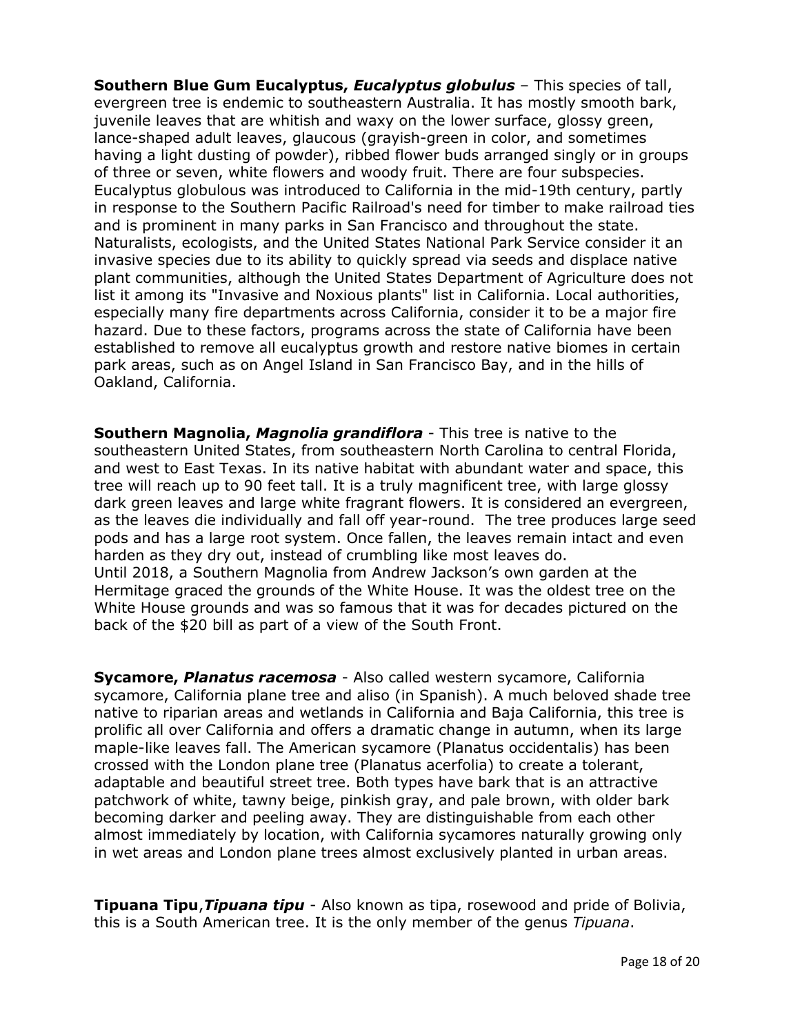**Southern Blue Gum Eucalyptus, *Eucalyptus globulus*** – This species of tall, evergreen tree is endemic to southeastern Australia. It has mostly smooth bark, juvenile leaves that are whitish and waxy on the lower surface, glossy green, lance-shaped adult leaves, glaucous (grayish-green in color, and sometimes having a light dusting of powder), ribbed flower buds arranged singly or in groups of three or seven, white flowers and woody fruit. There are four subspecies. Eucalyptus globulous was introduced to California in the mid-19th century, partly in response to the Southern Pacific Railroad's need for timber to make railroad ties and is prominent in many parks in San Francisco and throughout the state. Naturalists, ecologists, and the United States National Park Service consider it an invasive species due to its ability to quickly spread via seeds and displace native plant communities, although the United States Department of Agriculture does not list it among its "Invasive and Noxious plants" list in California. Local authorities, especially many fire departments across California, consider it to be a major fire hazard. Due to these factors, programs across the state of California have been established to remove all eucalyptus growth and restore native biomes in certain park areas, such as on Angel Island in San Francisco Bay, and in the hills of Oakland, California.

**Southern Magnolia, *Magnolia grandiflora*** - This tree is native to the southeastern United States, from southeastern North Carolina to central Florida, and west to East Texas. In its native habitat with abundant water and space, this tree will reach up to 90 feet tall. It is a truly magnificent tree, with large glossy dark green leaves and large white fragrant flowers. It is considered an evergreen, as the leaves die individually and fall off year-round. The tree produces large seed pods and has a large root system. Once fallen, the leaves remain intact and even harden as they dry out, instead of crumbling like most leaves do.
Until 2018, a Southern Magnolia from Andrew Jackson's own garden at the Hermitage graced the grounds of the White House. It was the oldest tree on the White House grounds and was so famous that it was for decades pictured on the back of the $20 bill as part of a view of the South Front.

**Sycamore, *Planatus racemosa*** - Also called western sycamore, California sycamore, California plane tree and aliso (in Spanish). A much beloved shade tree native to riparian areas and wetlands in California and Baja California, this tree is prolific all over California and offers a dramatic change in autumn, when its large maple-like leaves fall. The American sycamore (Planatus occidentalis) has been crossed with the London plane tree (Planatus acerfolia) to create a tolerant, adaptable and beautiful street tree. Both types have bark that is an attractive patchwork of white, tawny beige, pinkish gray, and pale brown, with older bark becoming darker and peeling away. They are distinguishable from each other almost immediately by location, with California sycamores naturally growing only in wet areas and London plane trees almost exclusively planted in urban areas.

**Tipuana Tipu**,***Tipuana tipu*** - Also known as tipa, rosewood and pride of Bolivia, this is a South American tree. It is the only member of the genus *Tipuana*.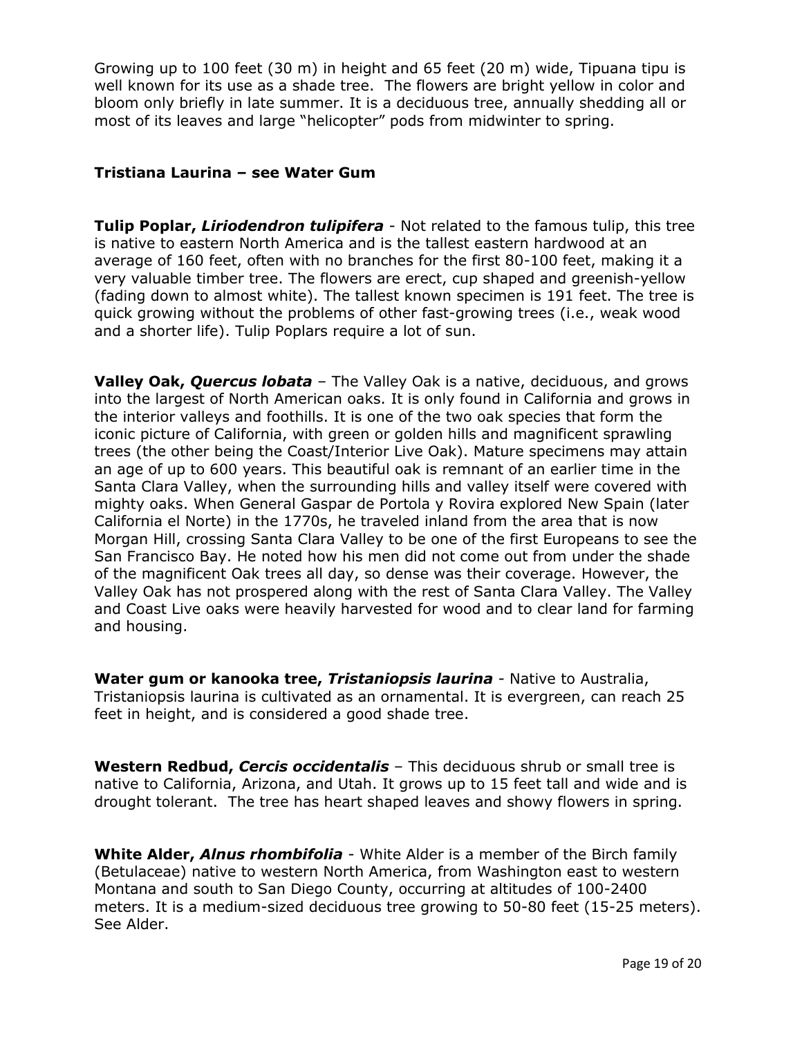Growing up to 100 feet (30 m) in height and 65 feet (20 m) wide, Tipuana tipu is well known for its use as a shade tree. The flowers are bright yellow in color and bloom only briefly in late summer. It is a deciduous tree, annually shedding all or most of its leaves and large "helicopter" pods from midwinter to spring.

**Tristiana Laurina – see Water Gum**

**Tulip Poplar, *Liriodendron tulipifera*** - Not related to the famous tulip, this tree is native to eastern North America and is the tallest eastern hardwood at an average of 160 feet, often with no branches for the first 80-100 feet, making it a very valuable timber tree. The flowers are erect, cup shaped and greenish-yellow (fading down to almost white). The tallest known specimen is 191 feet. The tree is quick growing without the problems of other fast-growing trees (i.e., weak wood and a shorter life). Tulip Poplars require a lot of sun.

**Valley Oak, *Quercus lobata*** – The Valley Oak is a native, deciduous, and grows into the largest of North American oaks. It is only found in California and grows in the interior valleys and foothills. It is one of the two oak species that form the iconic picture of California, with green or golden hills and magnificent sprawling trees (the other being the Coast/Interior Live Oak). Mature specimens may attain an age of up to 600 years. This beautiful oak is remnant of an earlier time in the Santa Clara Valley, when the surrounding hills and valley itself were covered with mighty oaks. When General Gaspar de Portola y Rovira explored New Spain (later California el Norte) in the 1770s, he traveled inland from the area that is now Morgan Hill, crossing Santa Clara Valley to be one of the first Europeans to see the San Francisco Bay. He noted how his men did not come out from under the shade of the magnificent Oak trees all day, so dense was their coverage. However, the Valley Oak has not prospered along with the rest of Santa Clara Valley. The Valley and Coast Live oaks were heavily harvested for wood and to clear land for farming and housing.

**Water gum or kanooka tree, *Tristaniopsis laurina*** - Native to Australia, Tristaniopsis laurina is cultivated as an ornamental. It is evergreen, can reach 25 feet in height, and is considered a good shade tree.

**Western Redbud, *Cercis occidentalis*** – This deciduous shrub or small tree is native to California, Arizona, and Utah. It grows up to 15 feet tall and wide and is drought tolerant. The tree has heart shaped leaves and showy flowers in spring.

**White Alder, *Alnus rhombifolia*** - White Alder is a member of the Birch family (Betulaceae) native to western North America, from Washington east to western Montana and south to San Diego County, occurring at altitudes of 100-2400 meters. It is a medium-sized deciduous tree growing to 50-80 feet (15-25 meters). See Alder.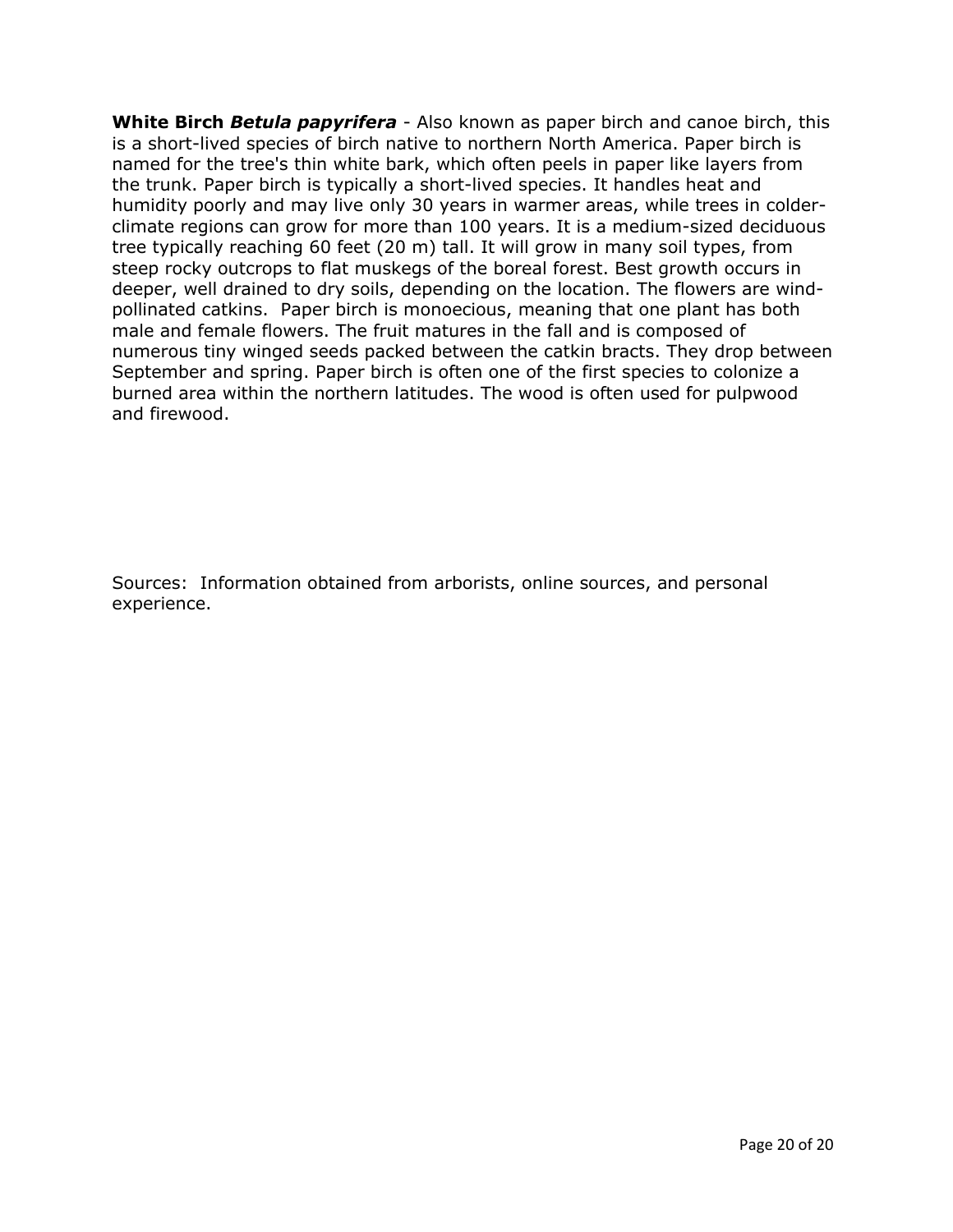**White Birch *Betula papyrifera*** - Also known as paper birch and canoe birch, this is a short-lived species of birch native to northern North America. Paper birch is named for the tree's thin white bark, which often peels in paper like layers from the trunk. Paper birch is typically a short-lived species. It handles heat and humidity poorly and may live only 30 years in warmer areas, while trees in colder-climate regions can grow for more than 100 years. It is a medium-sized deciduous tree typically reaching 60 feet (20 m) tall. It will grow in many soil types, from steep rocky outcrops to flat muskegs of the boreal forest. Best growth occurs in deeper, well drained to dry soils, depending on the location. The flowers are wind-pollinated catkins. Paper birch is monoecious, meaning that one plant has both male and female flowers. The fruit matures in the fall and is composed of numerous tiny winged seeds packed between the catkin bracts. They drop between September and spring. Paper birch is often one of the first species to colonize a burned area within the northern latitudes. The wood is often used for pulpwood and firewood.

Sources: Information obtained from arborists, online sources, and personal experience.